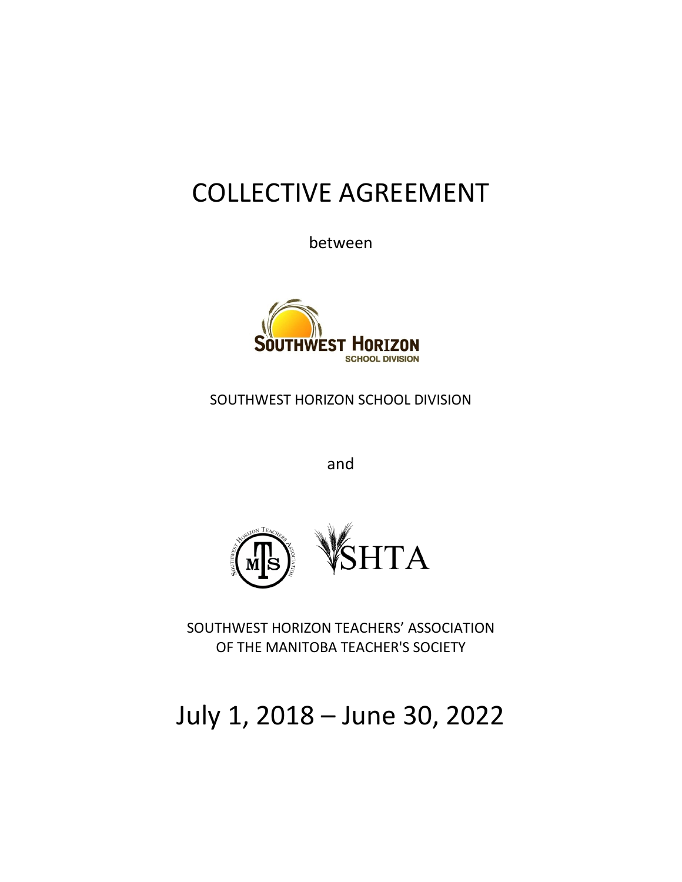# COLLECTIVE AGREEMENT

between

SOUTHWEST HORIZON SCHOOL DIVISION

and

SOUTHWEST HORIZON TEACHERS' ASSOCIATION
OF THE MANITOBA TEACHER'S SOCIETY

# July 1, 2018 – June 30, 2022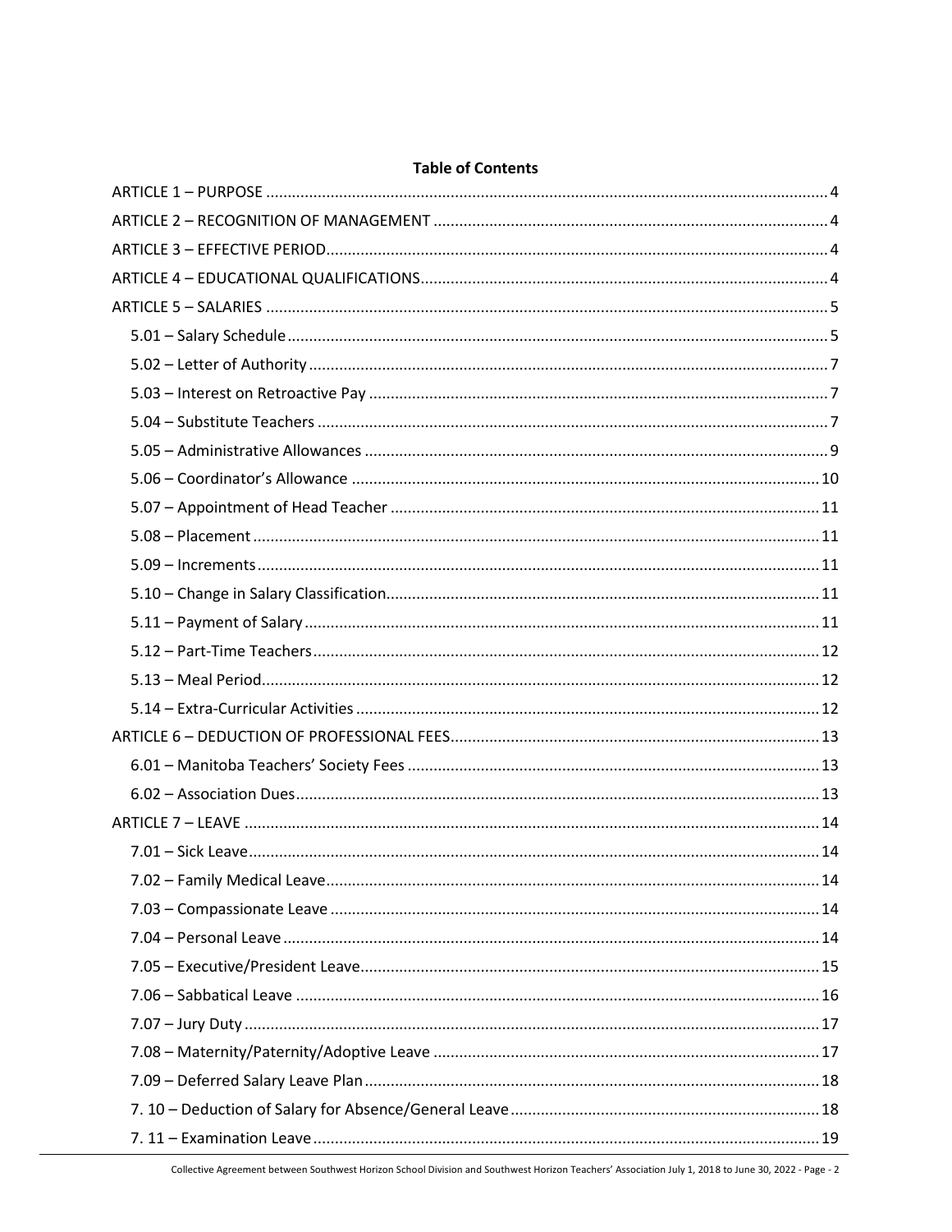**Table of Contents**

ARTICLE 1 – PURPOSE ..... 4

ARTICLE 2 – RECOGNITION OF MANAGEMENT ..... 4

ARTICLE 3 – EFFECTIVE PERIOD ..... 4

ARTICLE 4 – EDUCATIONAL QUALIFICATIONS ..... 4

ARTICLE 5 – SALARIES ..... 5

- 5.01 – Salary Schedule ..... 5
- 5.02 – Letter of Authority ..... 7
- 5.03 – Interest on Retroactive Pay ..... 7
- 5.04 – Substitute Teachers ..... 7
- 5.05 – Administrative Allowances ..... 9
- 5.06 – Coordinator's Allowance ..... 10
- 5.07 – Appointment of Head Teacher ..... 11
- 5.08 – Placement ..... 11
- 5.09 – Increments ..... 11
- 5.10 – Change in Salary Classification ..... 11
- 5.11 – Payment of Salary ..... 11
- 5.12 – Part-Time Teachers ..... 12
- 5.13 – Meal Period ..... 12
- 5.14 – Extra-Curricular Activities ..... 12

ARTICLE 6 – DEDUCTION OF PROFESSIONAL FEES ..... 13

- 6.01 – Manitoba Teachers' Society Fees ..... 13
- 6.02 – Association Dues ..... 13

ARTICLE 7 – LEAVE ..... 14

- 7.01 – Sick Leave ..... 14
- 7.02 – Family Medical Leave ..... 14
- 7.03 – Compassionate Leave ..... 14
- 7.04 – Personal Leave ..... 14
- 7.05 – Executive/President Leave ..... 15
- 7.06 – Sabbatical Leave ..... 16
- 7.07 – Jury Duty ..... 17
- 7.08 – Maternity/Paternity/Adoptive Leave ..... 17
- 7.09 – Deferred Salary Leave Plan ..... 18
- 7. 10 – Deduction of Salary for Absence/General Leave ..... 18
- 7. 11 – Examination Leave ..... 19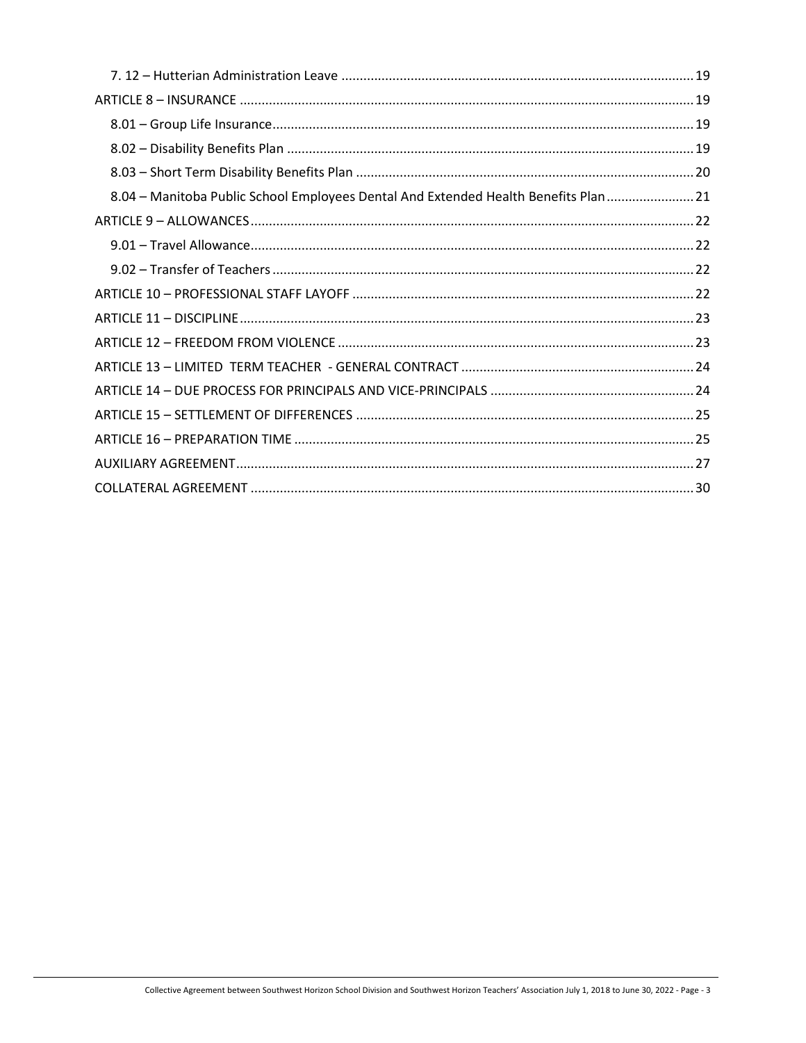- 7. 12 – Hutterian Administration Leave ............ 19

ARTICLE 8 – INSURANCE ............ 19

- 8.01 – Group Life Insurance ............ 19
- 8.02 – Disability Benefits Plan ............ 19
- 8.03 – Short Term Disability Benefits Plan ............ 20
- 8.04 – Manitoba Public School Employees Dental And Extended Health Benefits Plan ............ 21

ARTICLE 9 – ALLOWANCES ............ 22

- 9.01 – Travel Allowance ............ 22
- 9.02 – Transfer of Teachers ............ 22

ARTICLE 10 – PROFESSIONAL STAFF LAYOFF ............ 22

ARTICLE 11 – DISCIPLINE ............ 23

ARTICLE 12 – FREEDOM FROM VIOLENCE ............ 23

ARTICLE 13 – LIMITED TERM TEACHER - GENERAL CONTRACT ............ 24

ARTICLE 14 – DUE PROCESS FOR PRINCIPALS AND VICE-PRINCIPALS ............ 24

ARTICLE 15 – SETTLEMENT OF DIFFERENCES ............ 25

ARTICLE 16 – PREPARATION TIME ............ 25

AUXILIARY AGREEMENT ............ 27

COLLATERAL AGREEMENT ............ 30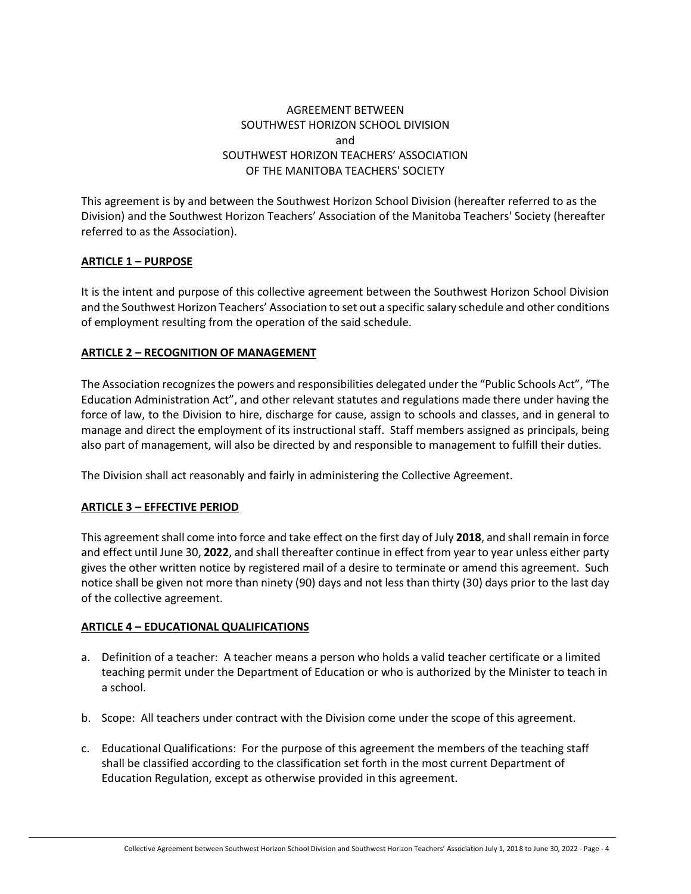AGREEMENT BETWEEN
SOUTHWEST HORIZON SCHOOL DIVISION
and
SOUTHWEST HORIZON TEACHERS' ASSOCIATION
OF THE MANITOBA TEACHERS' SOCIETY

This agreement is by and between the Southwest Horizon School Division (hereafter referred to as the Division) and the Southwest Horizon Teachers' Association of the Manitoba Teachers' Society (hereafter referred to as the Association).

## ARTICLE 1 – PURPOSE

It is the intent and purpose of this collective agreement between the Southwest Horizon School Division and the Southwest Horizon Teachers' Association to set out a specific salary schedule and other conditions of employment resulting from the operation of the said schedule.

## ARTICLE 2 – RECOGNITION OF MANAGEMENT

The Association recognizes the powers and responsibilities delegated under the "Public Schools Act", "The Education Administration Act", and other relevant statutes and regulations made there under having the force of law, to the Division to hire, discharge for cause, assign to schools and classes, and in general to manage and direct the employment of its instructional staff. Staff members assigned as principals, being also part of management, will also be directed by and responsible to management to fulfill their duties.

The Division shall act reasonably and fairly in administering the Collective Agreement.

## ARTICLE 3 – EFFECTIVE PERIOD

This agreement shall come into force and take effect on the first day of July **2018**, and shall remain in force and effect until June 30, **2022**, and shall thereafter continue in effect from year to year unless either party gives the other written notice by registered mail of a desire to terminate or amend this agreement. Such notice shall be given not more than ninety (90) days and not less than thirty (30) days prior to the last day of the collective agreement.

## ARTICLE 4 – EDUCATIONAL QUALIFICATIONS

a. Definition of a teacher: A teacher means a person who holds a valid teacher certificate or a limited teaching permit under the Department of Education or who is authorized by the Minister to teach in a school.

b. Scope: All teachers under contract with the Division come under the scope of this agreement.

c. Educational Qualifications: For the purpose of this agreement the members of the teaching staff shall be classified according to the classification set forth in the most current Department of Education Regulation, except as otherwise provided in this agreement.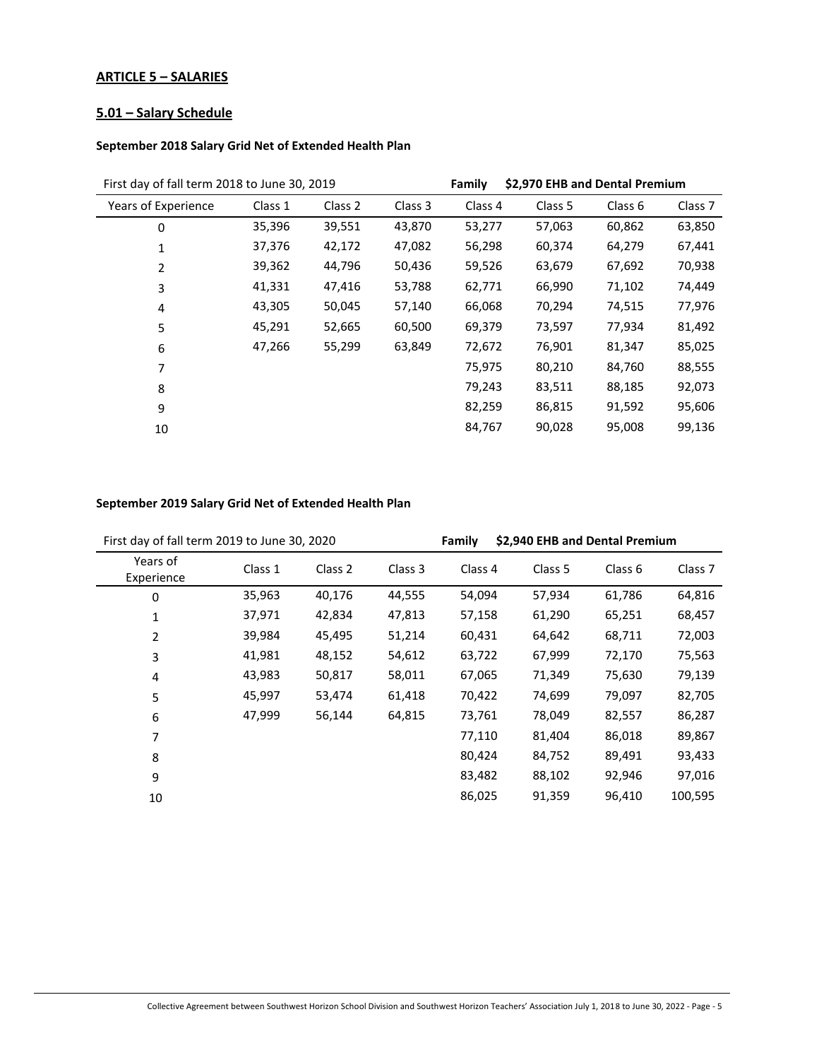## ARTICLE 5 – SALARIES

### 5.01 – Salary Schedule

**September 2018 Salary Grid Net of Extended Health Plan**

| First day of fall term 2018 to June 30, 2019 | | | | **Family** | **\$2,970 EHB and Dental Premium** | | |
|---|---|---|---|---|---|---|---|
| Years of Experience | Class 1 | Class 2 | Class 3 | Class 4 | Class 5 | Class 6 | Class 7 |
| 0 | 35,396 | 39,551 | 43,870 | 53,277 | 57,063 | 60,862 | 63,850 |
| 1 | 37,376 | 42,172 | 47,082 | 56,298 | 60,374 | 64,279 | 67,441 |
| 2 | 39,362 | 44,796 | 50,436 | 59,526 | 63,679 | 67,692 | 70,938 |
| 3 | 41,331 | 47,416 | 53,788 | 62,771 | 66,990 | 71,102 | 74,449 |
| 4 | 43,305 | 50,045 | 57,140 | 66,068 | 70,294 | 74,515 | 77,976 |
| 5 | 45,291 | 52,665 | 60,500 | 69,379 | 73,597 | 77,934 | 81,492 |
| 6 | 47,266 | 55,299 | 63,849 | 72,672 | 76,901 | 81,347 | 85,025 |
| 7 | | | | 75,975 | 80,210 | 84,760 | 88,555 |
| 8 | | | | 79,243 | 83,511 | 88,185 | 92,073 |
| 9 | | | | 82,259 | 86,815 | 91,592 | 95,606 |
| 10 | | | | 84,767 | 90,028 | 95,008 | 99,136 |

**September 2019 Salary Grid Net of Extended Health Plan**

| First day of fall term 2019 to June 30, 2020 | | | | **Family** | **\$2,940 EHB and Dental Premium** | | |
|---|---|---|---|---|---|---|---|
| Years of Experience | Class 1 | Class 2 | Class 3 | Class 4 | Class 5 | Class 6 | Class 7 |
| 0 | 35,963 | 40,176 | 44,555 | 54,094 | 57,934 | 61,786 | 64,816 |
| 1 | 37,971 | 42,834 | 47,813 | 57,158 | 61,290 | 65,251 | 68,457 |
| 2 | 39,984 | 45,495 | 51,214 | 60,431 | 64,642 | 68,711 | 72,003 |
| 3 | 41,981 | 48,152 | 54,612 | 63,722 | 67,999 | 72,170 | 75,563 |
| 4 | 43,983 | 50,817 | 58,011 | 67,065 | 71,349 | 75,630 | 79,139 |
| 5 | 45,997 | 53,474 | 61,418 | 70,422 | 74,699 | 79,097 | 82,705 |
| 6 | 47,999 | 56,144 | 64,815 | 73,761 | 78,049 | 82,557 | 86,287 |
| 7 | | | | 77,110 | 81,404 | 86,018 | 89,867 |
| 8 | | | | 80,424 | 84,752 | 89,491 | 93,433 |
| 9 | | | | 83,482 | 88,102 | 92,946 | 97,016 |
| 10 | | | | 86,025 | 91,359 | 96,410 | 100,595 |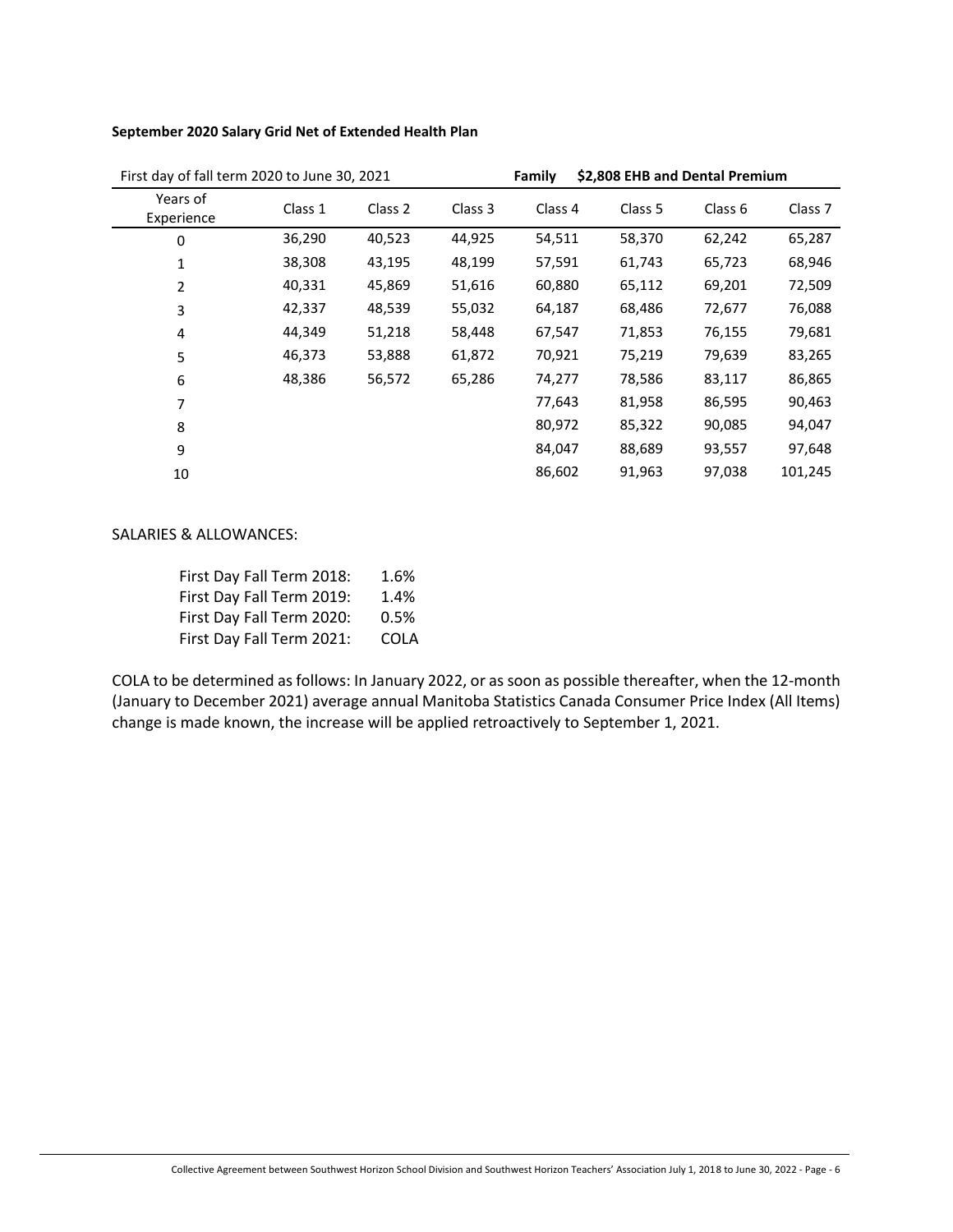**September 2020 Salary Grid Net of Extended Health Plan**

| First day of fall term 2020 to June 30, 2021 | | | | Family | $2,808 EHB and Dental Premium | | |
|---|---|---|---|---|---|---|---|
| Years of Experience | Class 1 | Class 2 | Class 3 | Class 4 | Class 5 | Class 6 | Class 7 |
| 0 | 36,290 | 40,523 | 44,925 | 54,511 | 58,370 | 62,242 | 65,287 |
| 1 | 38,308 | 43,195 | 48,199 | 57,591 | 61,743 | 65,723 | 68,946 |
| 2 | 40,331 | 45,869 | 51,616 | 60,880 | 65,112 | 69,201 | 72,509 |
| 3 | 42,337 | 48,539 | 55,032 | 64,187 | 68,486 | 72,677 | 76,088 |
| 4 | 44,349 | 51,218 | 58,448 | 67,547 | 71,853 | 76,155 | 79,681 |
| 5 | 46,373 | 53,888 | 61,872 | 70,921 | 75,219 | 79,639 | 83,265 |
| 6 | 48,386 | 56,572 | 65,286 | 74,277 | 78,586 | 83,117 | 86,865 |
| 7 | | | | 77,643 | 81,958 | 86,595 | 90,463 |
| 8 | | | | 80,972 | 85,322 | 90,085 | 94,047 |
| 9 | | | | 84,047 | 88,689 | 93,557 | 97,648 |
| 10 | | | | 86,602 | 91,963 | 97,038 | 101,245 |

SALARIES & ALLOWANCES:

| | |
|---|---|
| First Day Fall Term 2018: | 1.6% |
| First Day Fall Term 2019: | 1.4% |
| First Day Fall Term 2020: | 0.5% |
| First Day Fall Term 2021: | COLA |

COLA to be determined as follows: In January 2022, or as soon as possible thereafter, when the 12-month (January to December 2021) average annual Manitoba Statistics Canada Consumer Price Index (All Items) change is made known, the increase will be applied retroactively to September 1, 2021.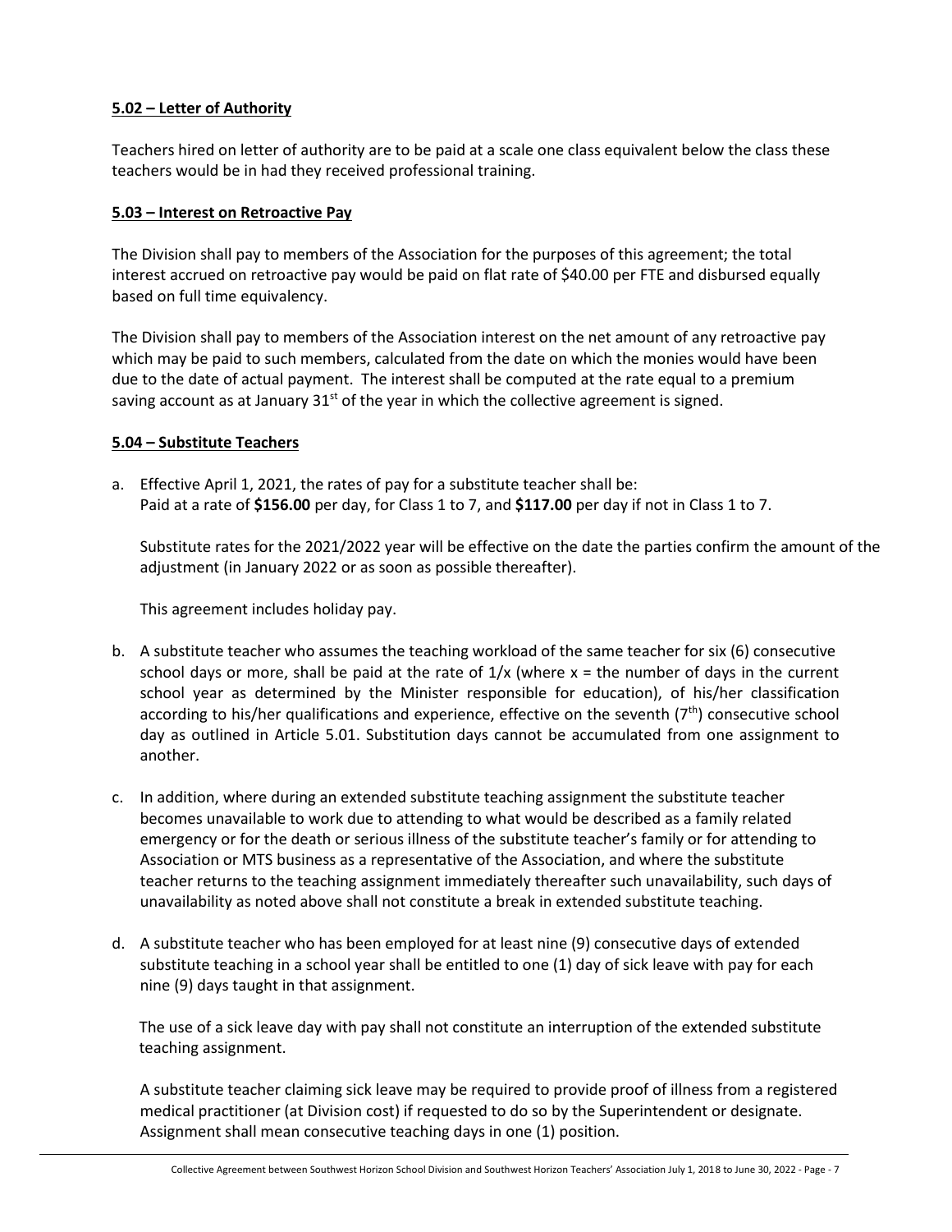**5.02 – Letter of Authority**

Teachers hired on letter of authority are to be paid at a scale one class equivalent below the class these teachers would be in had they received professional training.

**5.03 – Interest on Retroactive Pay**

The Division shall pay to members of the Association for the purposes of this agreement; the total interest accrued on retroactive pay would be paid on flat rate of $40.00 per FTE and disbursed equally based on full time equivalency.

The Division shall pay to members of the Association interest on the net amount of any retroactive pay which may be paid to such members, calculated from the date on which the monies would have been due to the date of actual payment. The interest shall be computed at the rate equal to a premium saving account as at January 31st of the year in which the collective agreement is signed.

**5.04 – Substitute Teachers**

a. Effective April 1, 2021, the rates of pay for a substitute teacher shall be:
   Paid at a rate of **$156.00** per day, for Class 1 to 7, and **$117.00** per day if not in Class 1 to 7.

   Substitute rates for the 2021/2022 year will be effective on the date the parties confirm the amount of the adjustment (in January 2022 or as soon as possible thereafter).

   This agreement includes holiday pay.

b. A substitute teacher who assumes the teaching workload of the same teacher for six (6) consecutive school days or more, shall be paid at the rate of $1/x$ (where $x$ = the number of days in the current school year as determined by the Minister responsible for education), of his/her classification according to his/her qualifications and experience, effective on the seventh (7th) consecutive school day as outlined in Article 5.01. Substitution days cannot be accumulated from one assignment to another.

c. In addition, where during an extended substitute teaching assignment the substitute teacher becomes unavailable to work due to attending to what would be described as a family related emergency or for the death or serious illness of the substitute teacher's family or for attending to Association or MTS business as a representative of the Association, and where the substitute teacher returns to the teaching assignment immediately thereafter such unavailability, such days of unavailability as noted above shall not constitute a break in extended substitute teaching.

d. A substitute teacher who has been employed for at least nine (9) consecutive days of extended substitute teaching in a school year shall be entitled to one (1) day of sick leave with pay for each nine (9) days taught in that assignment.

   The use of a sick leave day with pay shall not constitute an interruption of the extended substitute teaching assignment.

   A substitute teacher claiming sick leave may be required to provide proof of illness from a registered medical practitioner (at Division cost) if requested to do so by the Superintendent or designate. Assignment shall mean consecutive teaching days in one (1) position.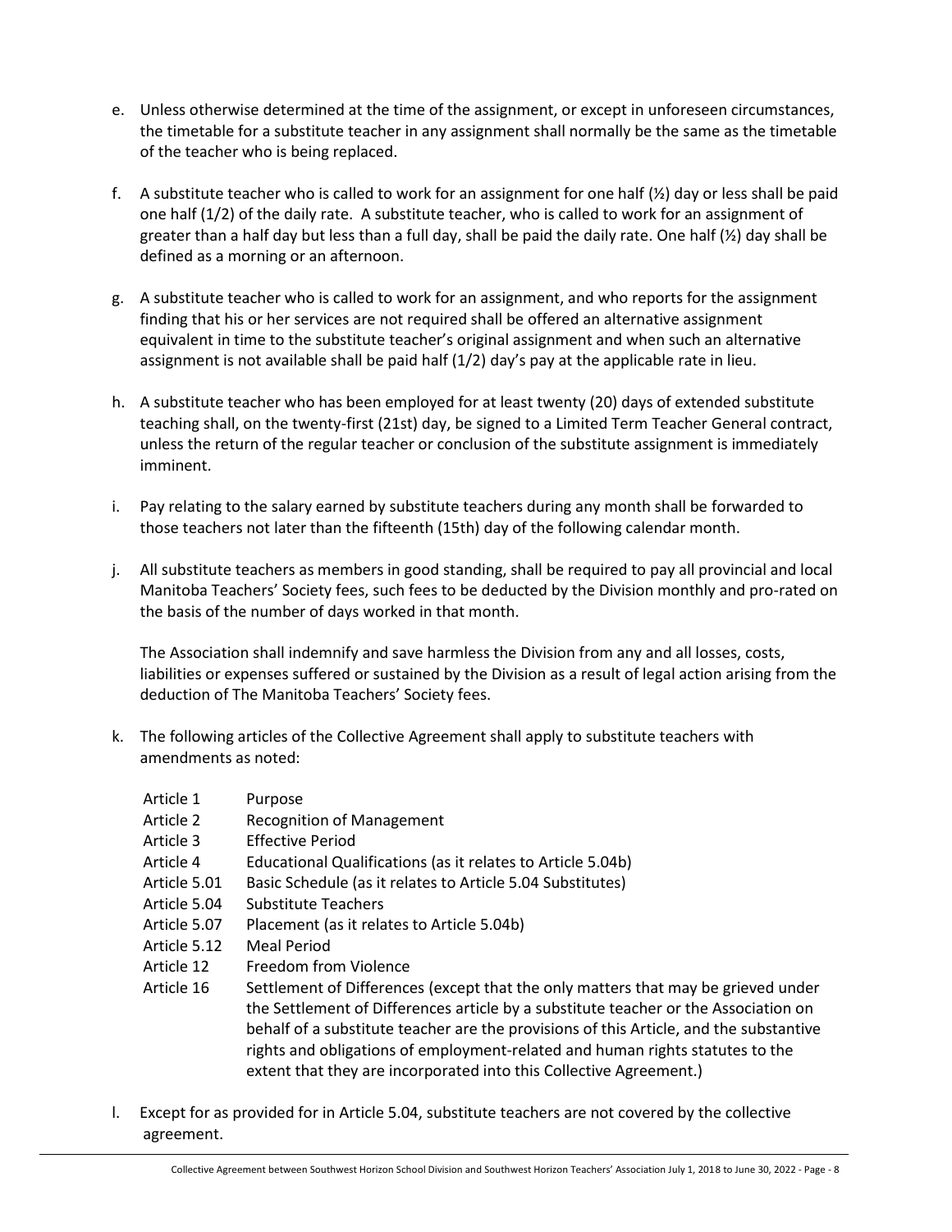e. Unless otherwise determined at the time of the assignment, or except in unforeseen circumstances, the timetable for a substitute teacher in any assignment shall normally be the same as the timetable of the teacher who is being replaced.

f. A substitute teacher who is called to work for an assignment for one half (½) day or less shall be paid one half (1/2) of the daily rate. A substitute teacher, who is called to work for an assignment of greater than a half day but less than a full day, shall be paid the daily rate. One half (½) day shall be defined as a morning or an afternoon.

g. A substitute teacher who is called to work for an assignment, and who reports for the assignment finding that his or her services are not required shall be offered an alternative assignment equivalent in time to the substitute teacher's original assignment and when such an alternative assignment is not available shall be paid half (1/2) day's pay at the applicable rate in lieu.

h. A substitute teacher who has been employed for at least twenty (20) days of extended substitute teaching shall, on the twenty-first (21st) day, be signed to a Limited Term Teacher General contract, unless the return of the regular teacher or conclusion of the substitute assignment is immediately imminent.

i. Pay relating to the salary earned by substitute teachers during any month shall be forwarded to those teachers not later than the fifteenth (15th) day of the following calendar month.

j. All substitute teachers as members in good standing, shall be required to pay all provincial and local Manitoba Teachers' Society fees, such fees to be deducted by the Division monthly and pro-rated on the basis of the number of days worked in that month.

   The Association shall indemnify and save harmless the Division from any and all losses, costs, liabilities or expenses suffered or sustained by the Division as a result of legal action arising from the deduction of The Manitoba Teachers' Society fees.

k. The following articles of the Collective Agreement shall apply to substitute teachers with amendments as noted:

| | |
|---|---|
| Article 1 | Purpose |
| Article 2 | Recognition of Management |
| Article 3 | Effective Period |
| Article 4 | Educational Qualifications (as it relates to Article 5.04b) |
| Article 5.01 | Basic Schedule (as it relates to Article 5.04 Substitutes) |
| Article 5.04 | Substitute Teachers |
| Article 5.07 | Placement (as it relates to Article 5.04b) |
| Article 5.12 | Meal Period |
| Article 12 | Freedom from Violence |
| Article 16 | Settlement of Differences (except that the only matters that may be grieved under the Settlement of Differences article by a substitute teacher or the Association on behalf of a substitute teacher are the provisions of this Article, and the substantive rights and obligations of employment-related and human rights statutes to the extent that they are incorporated into this Collective Agreement.) |

l. Except for as provided for in Article 5.04, substitute teachers are not covered by the collective agreement.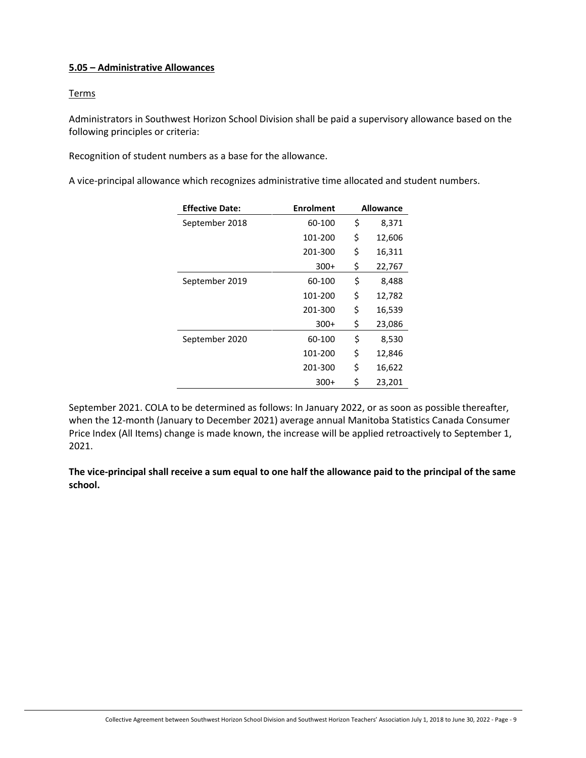**<u>5.05 – Administrative Allowances</u>**

<u>Terms</u>

Administrators in Southwest Horizon School Division shall be paid a supervisory allowance based on the following principles or criteria:

Recognition of student numbers as a base for the allowance.

A vice-principal allowance which recognizes administrative time allocated and student numbers.

| Effective Date: | Enrolment | Allowance |
|---|---|---|
| September 2018 | 60-100 | $ 8,371 |
| | 101-200 | $ 12,606 |
| | 201-300 | $ 16,311 |
| | 300+ | $ 22,767 |
| September 2019 | 60-100 | $ 8,488 |
| | 101-200 | $ 12,782 |
| | 201-300 | $ 16,539 |
| | 300+ | $ 23,086 |
| September 2020 | 60-100 | $ 8,530 |
| | 101-200 | $ 12,846 |
| | 201-300 | $ 16,622 |
| | 300+ | $ 23,201 |

September 2021. COLA to be determined as follows: In January 2022, or as soon as possible thereafter, when the 12-month (January to December 2021) average annual Manitoba Statistics Canada Consumer Price Index (All Items) change is made known, the increase will be applied retroactively to September 1, 2021.

**The vice-principal shall receive a sum equal to one half the allowance paid to the principal of the same school.**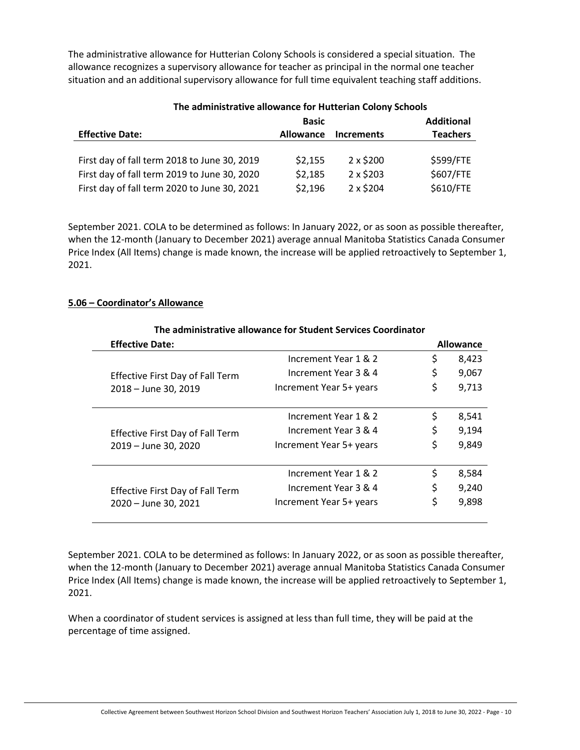The administrative allowance for Hutterian Colony Schools is considered a special situation. The allowance recognizes a supervisory allowance for teacher as principal in the normal one teacher situation and an additional supervisory allowance for full time equivalent teaching staff additions.

**The administrative allowance for Hutterian Colony Schools**

| Effective Date: | Basic Allowance | Increments | Additional Teachers |
|---|---|---|---|
| First day of fall term 2018 to June 30, 2019 | $2,155 | 2 x $200 | $599/FTE |
| First day of fall term 2019 to June 30, 2020 | $2,185 | 2 x $203 | $607/FTE |
| First day of fall term 2020 to June 30, 2021 | $2,196 | 2 x $204 | $610/FTE |

September 2021. COLA to be determined as follows: In January 2022, or as soon as possible thereafter, when the 12-month (January to December 2021) average annual Manitoba Statistics Canada Consumer Price Index (All Items) change is made known, the increase will be applied retroactively to September 1, 2021.

**5.06 – Coordinator's Allowance**

**The administrative allowance for Student Services Coordinator**

| Effective Date: | | Allowance |
|---|---|---|
| Effective First Day of Fall Term 2018 – June 30, 2019 | Increment Year 1 & 2 | $ 8,423 |
| | Increment Year 3 & 4 | $ 9,067 |
| | Increment Year 5+ years | $ 9,713 |
| Effective First Day of Fall Term 2019 – June 30, 2020 | Increment Year 1 & 2 | $ 8,541 |
| | Increment Year 3 & 4 | $ 9,194 |
| | Increment Year 5+ years | $ 9,849 |
| Effective First Day of Fall Term 2020 – June 30, 2021 | Increment Year 1 & 2 | $ 8,584 |
| | Increment Year 3 & 4 | $ 9,240 |
| | Increment Year 5+ years | $ 9,898 |

September 2021. COLA to be determined as follows: In January 2022, or as soon as possible thereafter, when the 12-month (January to December 2021) average annual Manitoba Statistics Canada Consumer Price Index (All Items) change is made known, the increase will be applied retroactively to September 1, 2021.

When a coordinator of student services is assigned at less than full time, they will be paid at the percentage of time assigned.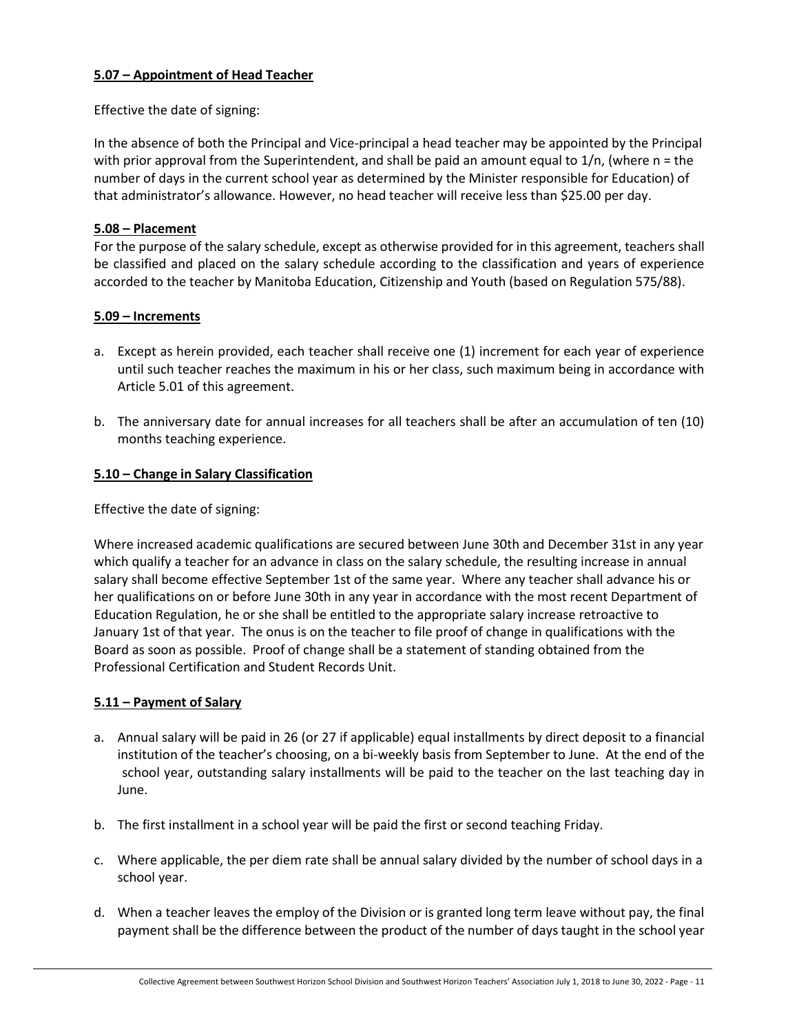**5.07 – Appointment of Head Teacher**

Effective the date of signing:

In the absence of both the Principal and Vice-principal a head teacher may be appointed by the Principal with prior approval from the Superintendent, and shall be paid an amount equal to 1/n, (where n = the number of days in the current school year as determined by the Minister responsible for Education) of that administrator's allowance. However, no head teacher will receive less than $25.00 per day.

**5.08 – Placement**

For the purpose of the salary schedule, except as otherwise provided for in this agreement, teachers shall be classified and placed on the salary schedule according to the classification and years of experience accorded to the teacher by Manitoba Education, Citizenship and Youth (based on Regulation 575/88).

**5.09 – Increments**

a. Except as herein provided, each teacher shall receive one (1) increment for each year of experience until such teacher reaches the maximum in his or her class, such maximum being in accordance with Article 5.01 of this agreement.

b. The anniversary date for annual increases for all teachers shall be after an accumulation of ten (10) months teaching experience.

**5.10 – Change in Salary Classification**

Effective the date of signing:

Where increased academic qualifications are secured between June 30th and December 31st in any year which qualify a teacher for an advance in class on the salary schedule, the resulting increase in annual salary shall become effective September 1st of the same year. Where any teacher shall advance his or her qualifications on or before June 30th in any year in accordance with the most recent Department of Education Regulation, he or she shall be entitled to the appropriate salary increase retroactive to January 1st of that year. The onus is on the teacher to file proof of change in qualifications with the Board as soon as possible. Proof of change shall be a statement of standing obtained from the Professional Certification and Student Records Unit.

**5.11 – Payment of Salary**

a. Annual salary will be paid in 26 (or 27 if applicable) equal installments by direct deposit to a financial institution of the teacher's choosing, on a bi-weekly basis from September to June. At the end of the school year, outstanding salary installments will be paid to the teacher on the last teaching day in June.

b. The first installment in a school year will be paid the first or second teaching Friday.

c. Where applicable, the per diem rate shall be annual salary divided by the number of school days in a school year.

d. When a teacher leaves the employ of the Division or is granted long term leave without pay, the final payment shall be the difference between the product of the number of days taught in the school year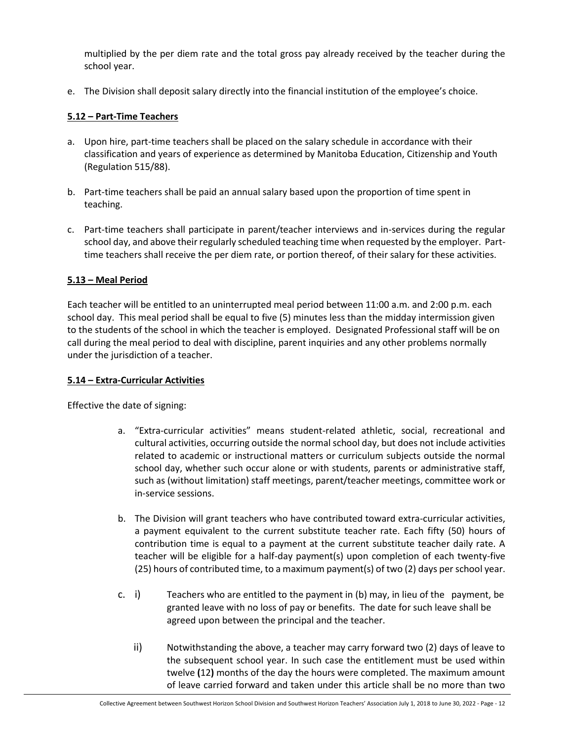multiplied by the per diem rate and the total gross pay already received by the teacher during the school year.

e. The Division shall deposit salary directly into the financial institution of the employee's choice.

## 5.12 – Part-Time Teachers

a. Upon hire, part-time teachers shall be placed on the salary schedule in accordance with their classification and years of experience as determined by Manitoba Education, Citizenship and Youth (Regulation 515/88).

b. Part-time teachers shall be paid an annual salary based upon the proportion of time spent in teaching.

c. Part-time teachers shall participate in parent/teacher interviews and in-services during the regular school day, and above their regularly scheduled teaching time when requested by the employer. Part-time teachers shall receive the per diem rate, or portion thereof, of their salary for these activities.

## 5.13 – Meal Period

Each teacher will be entitled to an uninterrupted meal period between 11:00 a.m. and 2:00 p.m. each school day. This meal period shall be equal to five (5) minutes less than the midday intermission given to the students of the school in which the teacher is employed. Designated Professional staff will be on call during the meal period to deal with discipline, parent inquiries and any other problems normally under the jurisdiction of a teacher.

## 5.14 – Extra-Curricular Activities

Effective the date of signing:

a. "Extra-curricular activities" means student-related athletic, social, recreational and cultural activities, occurring outside the normal school day, but does not include activities related to academic or instructional matters or curriculum subjects outside the normal school day, whether such occur alone or with students, parents or administrative staff, such as (without limitation) staff meetings, parent/teacher meetings, committee work or in-service sessions.

b. The Division will grant teachers who have contributed toward extra-curricular activities, a payment equivalent to the current substitute teacher rate. Each fifty (50) hours of contribution time is equal to a payment at the current substitute teacher daily rate. A teacher will be eligible for a half-day payment(s) upon completion of each twenty-five (25) hours of contributed time, to a maximum payment(s) of two (2) days per school year.

c. i) Teachers who are entitled to the payment in (b) may, in lieu of the payment, be granted leave with no loss of pay or benefits. The date for such leave shall be agreed upon between the principal and the teacher.

   ii) Notwithstanding the above, a teacher may carry forward two (2) days of leave to the subsequent school year. In such case the entitlement must be used within twelve (12) months of the day the hours were completed. The maximum amount of leave carried forward and taken under this article shall be no more than two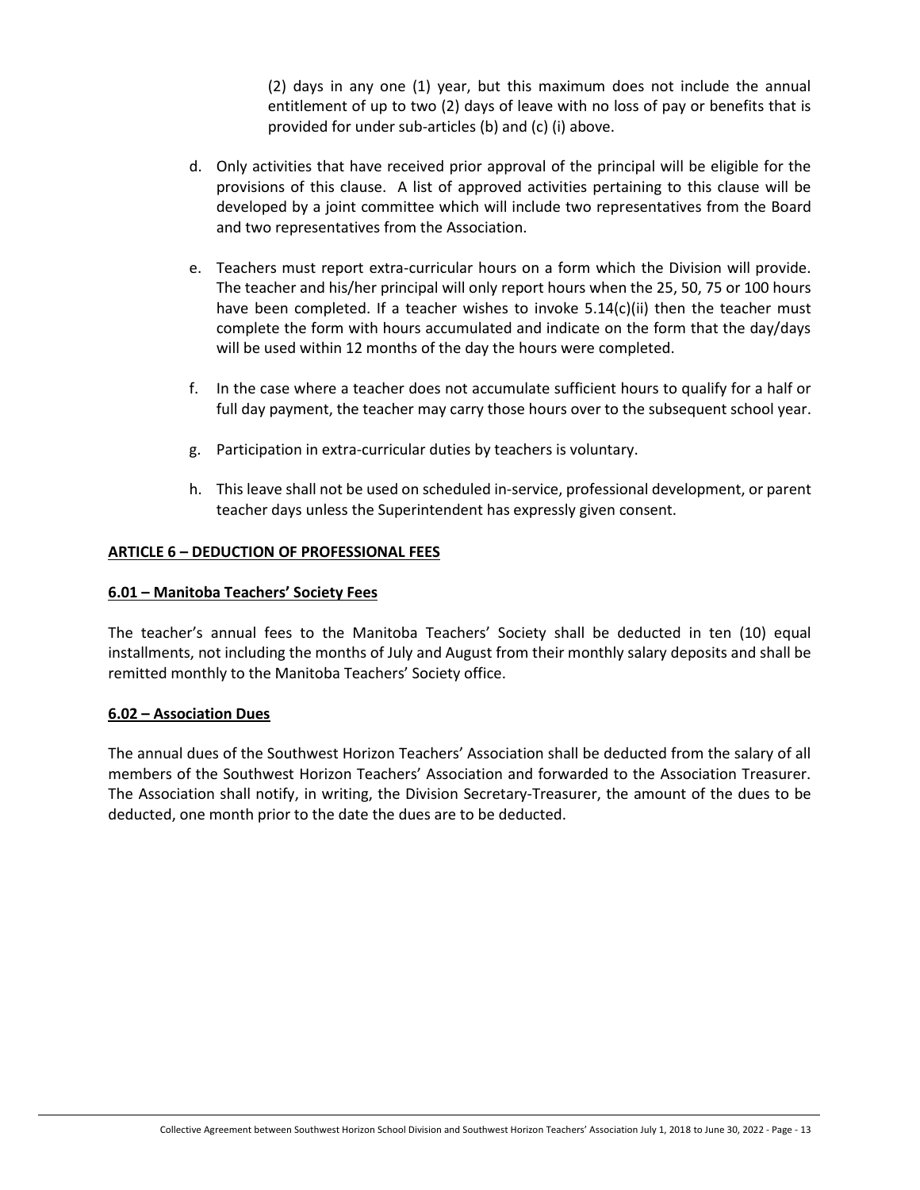(2) days in any one (1) year, but this maximum does not include the annual entitlement of up to two (2) days of leave with no loss of pay or benefits that is provided for under sub-articles (b) and (c) (i) above.

d. Only activities that have received prior approval of the principal will be eligible for the provisions of this clause. A list of approved activities pertaining to this clause will be developed by a joint committee which will include two representatives from the Board and two representatives from the Association.

e. Teachers must report extra-curricular hours on a form which the Division will provide. The teacher and his/her principal will only report hours when the 25, 50, 75 or 100 hours have been completed. If a teacher wishes to invoke 5.14(c)(ii) then the teacher must complete the form with hours accumulated and indicate on the form that the day/days will be used within 12 months of the day the hours were completed.

f. In the case where a teacher does not accumulate sufficient hours to qualify for a half or full day payment, the teacher may carry those hours over to the subsequent school year.

g. Participation in extra-curricular duties by teachers is voluntary.

h. This leave shall not be used on scheduled in-service, professional development, or parent teacher days unless the Superintendent has expressly given consent.

## ARTICLE 6 – DEDUCTION OF PROFESSIONAL FEES

### 6.01 – Manitoba Teachers' Society Fees

The teacher's annual fees to the Manitoba Teachers' Society shall be deducted in ten (10) equal installments, not including the months of July and August from their monthly salary deposits and shall be remitted monthly to the Manitoba Teachers' Society office.

### 6.02 – Association Dues

The annual dues of the Southwest Horizon Teachers' Association shall be deducted from the salary of all members of the Southwest Horizon Teachers' Association and forwarded to the Association Treasurer. The Association shall notify, in writing, the Division Secretary-Treasurer, the amount of the dues to be deducted, one month prior to the date the dues are to be deducted.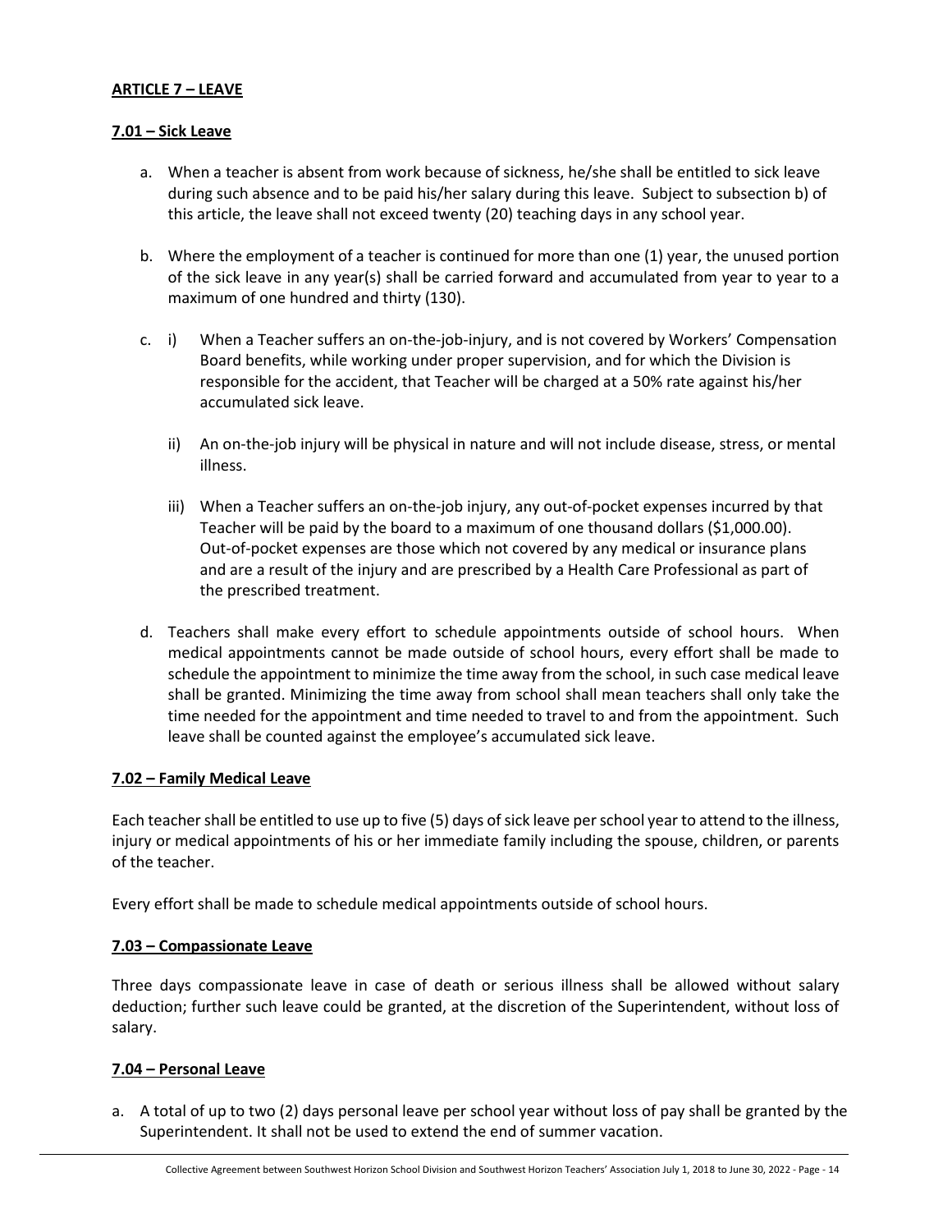## ARTICLE 7 – LEAVE

### 7.01 – Sick Leave

a. When a teacher is absent from work because of sickness, he/she shall be entitled to sick leave during such absence and to be paid his/her salary during this leave. Subject to subsection b) of this article, the leave shall not exceed twenty (20) teaching days in any school year.

b. Where the employment of a teacher is continued for more than one (1) year, the unused portion of the sick leave in any year(s) shall be carried forward and accumulated from year to year to a maximum of one hundred and thirty (130).

c. i) When a Teacher suffers an on-the-job-injury, and is not covered by Workers' Compensation Board benefits, while working under proper supervision, and for which the Division is responsible for the accident, that Teacher will be charged at a 50% rate against his/her accumulated sick leave.

   ii) An on-the-job injury will be physical in nature and will not include disease, stress, or mental illness.

   iii) When a Teacher suffers an on-the-job injury, any out-of-pocket expenses incurred by that Teacher will be paid by the board to a maximum of one thousand dollars ($1,000.00). Out-of-pocket expenses are those which not covered by any medical or insurance plans and are a result of the injury and are prescribed by a Health Care Professional as part of the prescribed treatment.

d. Teachers shall make every effort to schedule appointments outside of school hours. When medical appointments cannot be made outside of school hours, every effort shall be made to schedule the appointment to minimize the time away from the school, in such case medical leave shall be granted. Minimizing the time away from school shall mean teachers shall only take the time needed for the appointment and time needed to travel to and from the appointment. Such leave shall be counted against the employee's accumulated sick leave.

### 7.02 – Family Medical Leave

Each teacher shall be entitled to use up to five (5) days of sick leave per school year to attend to the illness, injury or medical appointments of his or her immediate family including the spouse, children, or parents of the teacher.

Every effort shall be made to schedule medical appointments outside of school hours.

### 7.03 – Compassionate Leave

Three days compassionate leave in case of death or serious illness shall be allowed without salary deduction; further such leave could be granted, at the discretion of the Superintendent, without loss of salary.

### 7.04 – Personal Leave

a. A total of up to two (2) days personal leave per school year without loss of pay shall be granted by the Superintendent. It shall not be used to extend the end of summer vacation.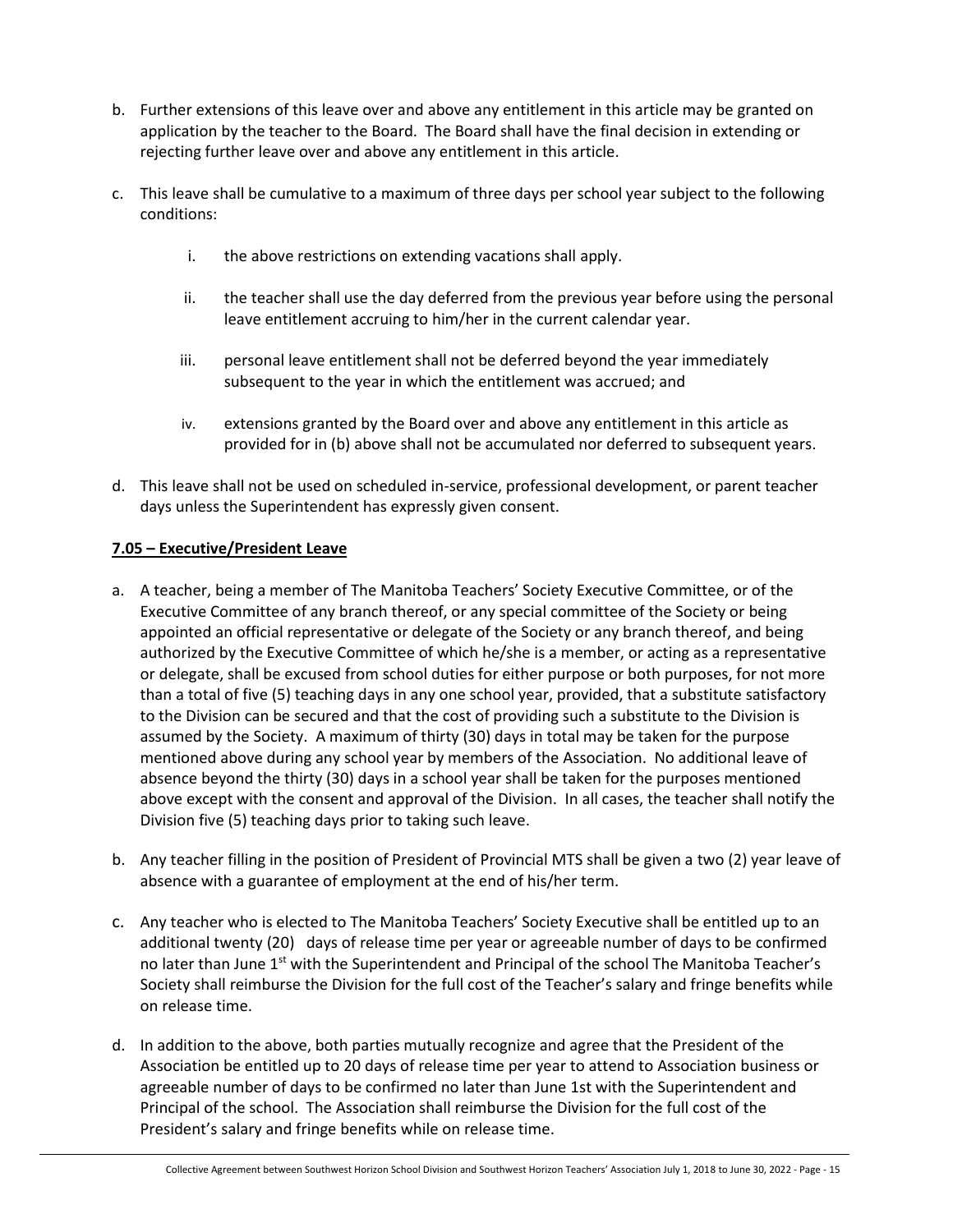b. Further extensions of this leave over and above any entitlement in this article may be granted on application by the teacher to the Board. The Board shall have the final decision in extending or rejecting further leave over and above any entitlement in this article.

c. This leave shall be cumulative to a maximum of three days per school year subject to the following conditions:

    i. the above restrictions on extending vacations shall apply.

    ii. the teacher shall use the day deferred from the previous year before using the personal leave entitlement accruing to him/her in the current calendar year.

    iii. personal leave entitlement shall not be deferred beyond the year immediately subsequent to the year in which the entitlement was accrued; and

    iv. extensions granted by the Board over and above any entitlement in this article as provided for in (b) above shall not be accumulated nor deferred to subsequent years.

d. This leave shall not be used on scheduled in-service, professional development, or parent teacher days unless the Superintendent has expressly given consent.

**7.05 – Executive/President Leave**

a. A teacher, being a member of The Manitoba Teachers' Society Executive Committee, or of the Executive Committee of any branch thereof, or any special committee of the Society or being appointed an official representative or delegate of the Society or any branch thereof, and being authorized by the Executive Committee of which he/she is a member, or acting as a representative or delegate, shall be excused from school duties for either purpose or both purposes, for not more than a total of five (5) teaching days in any one school year, provided, that a substitute satisfactory to the Division can be secured and that the cost of providing such a substitute to the Division is assumed by the Society. A maximum of thirty (30) days in total may be taken for the purpose mentioned above during any school year by members of the Association. No additional leave of absence beyond the thirty (30) days in a school year shall be taken for the purposes mentioned above except with the consent and approval of the Division. In all cases, the teacher shall notify the Division five (5) teaching days prior to taking such leave.

b. Any teacher filling in the position of President of Provincial MTS shall be given a two (2) year leave of absence with a guarantee of employment at the end of his/her term.

c. Any teacher who is elected to The Manitoba Teachers' Society Executive shall be entitled up to an additional twenty (20) days of release time per year or agreeable number of days to be confirmed no later than June 1st with the Superintendent and Principal of the school The Manitoba Teacher's Society shall reimburse the Division for the full cost of the Teacher's salary and fringe benefits while on release time.

d. In addition to the above, both parties mutually recognize and agree that the President of the Association be entitled up to 20 days of release time per year to attend to Association business or agreeable number of days to be confirmed no later than June 1st with the Superintendent and Principal of the school. The Association shall reimburse the Division for the full cost of the President's salary and fringe benefits while on release time.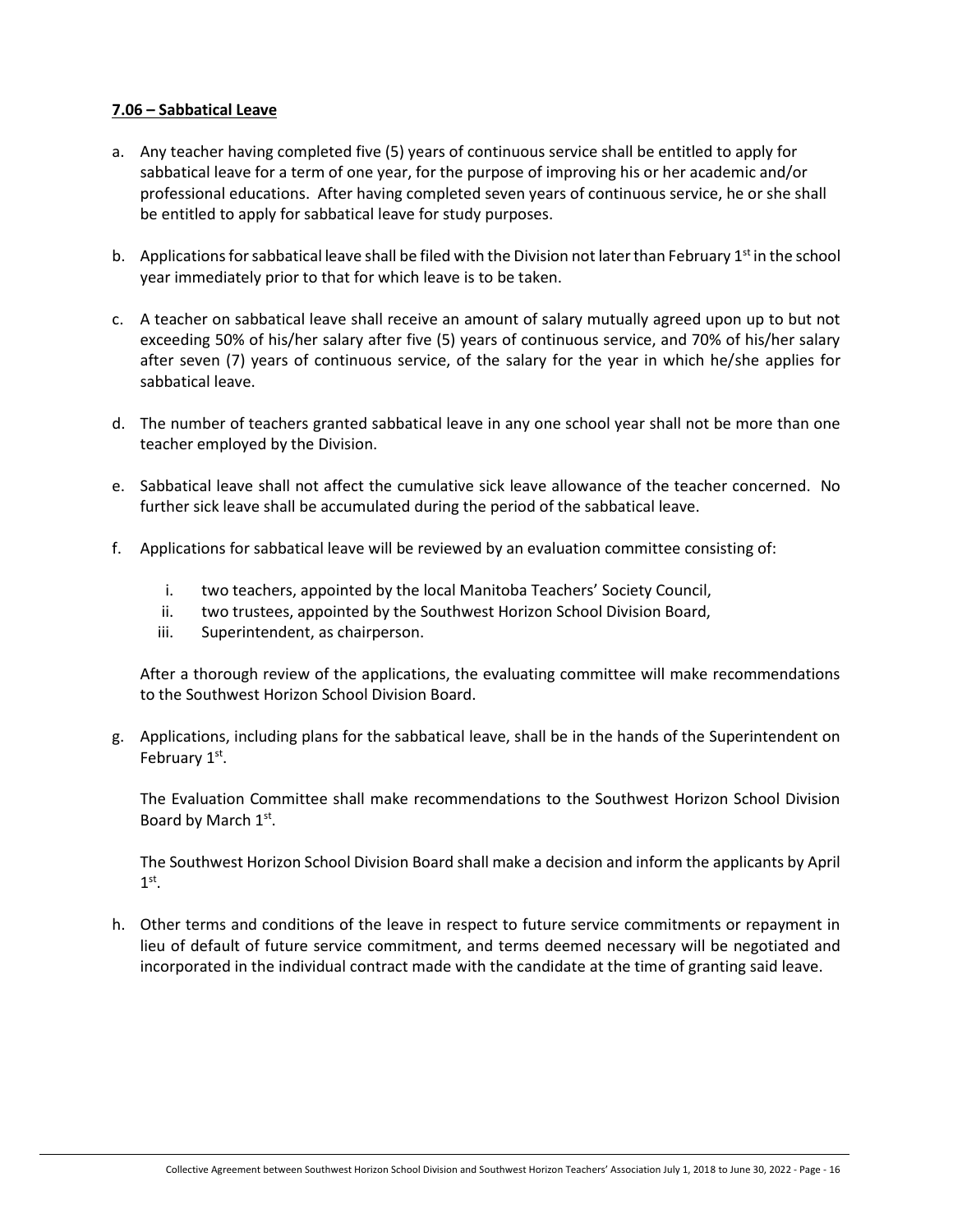**7.06 – Sabbatical Leave**

a. Any teacher having completed five (5) years of continuous service shall be entitled to apply for sabbatical leave for a term of one year, for the purpose of improving his or her academic and/or professional educations. After having completed seven years of continuous service, he or she shall be entitled to apply for sabbatical leave for study purposes.

b. Applications for sabbatical leave shall be filed with the Division not later than February 1st in the school year immediately prior to that for which leave is to be taken.

c. A teacher on sabbatical leave shall receive an amount of salary mutually agreed upon up to but not exceeding 50% of his/her salary after five (5) years of continuous service, and 70% of his/her salary after seven (7) years of continuous service, of the salary for the year in which he/she applies for sabbatical leave.

d. The number of teachers granted sabbatical leave in any one school year shall not be more than one teacher employed by the Division.

e. Sabbatical leave shall not affect the cumulative sick leave allowance of the teacher concerned. No further sick leave shall be accumulated during the period of the sabbatical leave.

f. Applications for sabbatical leave will be reviewed by an evaluation committee consisting of:

   i. two teachers, appointed by the local Manitoba Teachers' Society Council,
   ii. two trustees, appointed by the Southwest Horizon School Division Board,
   iii. Superintendent, as chairperson.

   After a thorough review of the applications, the evaluating committee will make recommendations to the Southwest Horizon School Division Board.

g. Applications, including plans for the sabbatical leave, shall be in the hands of the Superintendent on February 1st.

   The Evaluation Committee shall make recommendations to the Southwest Horizon School Division Board by March 1st.

   The Southwest Horizon School Division Board shall make a decision and inform the applicants by April 1st.

h. Other terms and conditions of the leave in respect to future service commitments or repayment in lieu of default of future service commitment, and terms deemed necessary will be negotiated and incorporated in the individual contract made with the candidate at the time of granting said leave.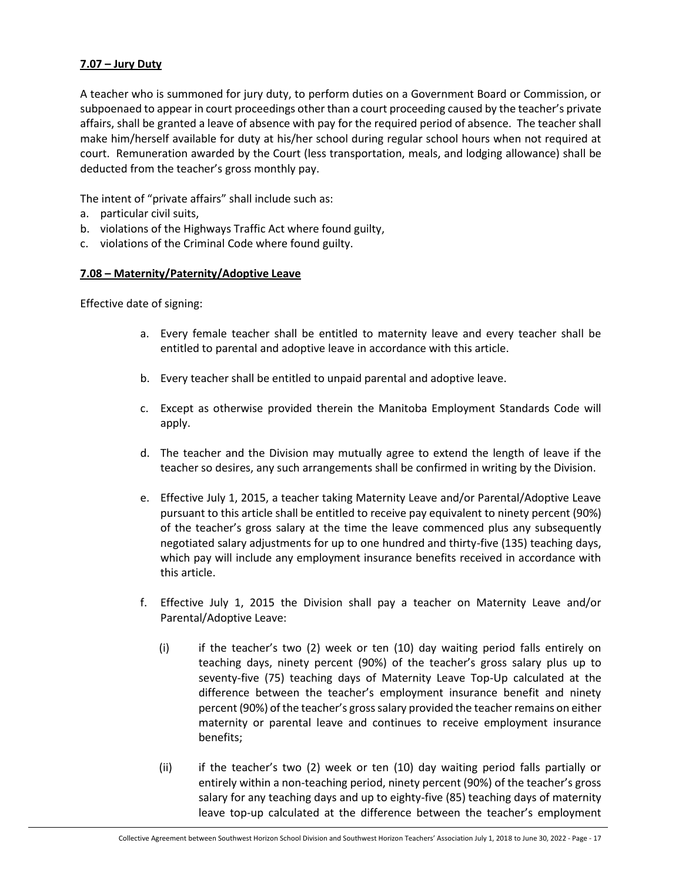**7.07 – Jury Duty**

A teacher who is summoned for jury duty, to perform duties on a Government Board or Commission, or subpoenaed to appear in court proceedings other than a court proceeding caused by the teacher's private affairs, shall be granted a leave of absence with pay for the required period of absence. The teacher shall make him/herself available for duty at his/her school during regular school hours when not required at court. Remuneration awarded by the Court (less transportation, meals, and lodging allowance) shall be deducted from the teacher's gross monthly pay.

The intent of "private affairs" shall include such as:

a. particular civil suits,
b. violations of the Highways Traffic Act where found guilty,
c. violations of the Criminal Code where found guilty.

**7.08 – Maternity/Paternity/Adoptive Leave**

Effective date of signing:

a. Every female teacher shall be entitled to maternity leave and every teacher shall be entitled to parental and adoptive leave in accordance with this article.

b. Every teacher shall be entitled to unpaid parental and adoptive leave.

c. Except as otherwise provided therein the Manitoba Employment Standards Code will apply.

d. The teacher and the Division may mutually agree to extend the length of leave if the teacher so desires, any such arrangements shall be confirmed in writing by the Division.

e. Effective July 1, 2015, a teacher taking Maternity Leave and/or Parental/Adoptive Leave pursuant to this article shall be entitled to receive pay equivalent to ninety percent (90%) of the teacher's gross salary at the time the leave commenced plus any subsequently negotiated salary adjustments for up to one hundred and thirty-five (135) teaching days, which pay will include any employment insurance benefits received in accordance with this article.

f. Effective July 1, 2015 the Division shall pay a teacher on Maternity Leave and/or Parental/Adoptive Leave:

   (i) if the teacher's two (2) week or ten (10) day waiting period falls entirely on teaching days, ninety percent (90%) of the teacher's gross salary plus up to seventy-five (75) teaching days of Maternity Leave Top-Up calculated at the difference between the teacher's employment insurance benefit and ninety percent (90%) of the teacher's gross salary provided the teacher remains on either maternity or parental leave and continues to receive employment insurance benefits;

   (ii) if the teacher's two (2) week or ten (10) day waiting period falls partially or entirely within a non-teaching period, ninety percent (90%) of the teacher's gross salary for any teaching days and up to eighty-five (85) teaching days of maternity leave top-up calculated at the difference between the teacher's employment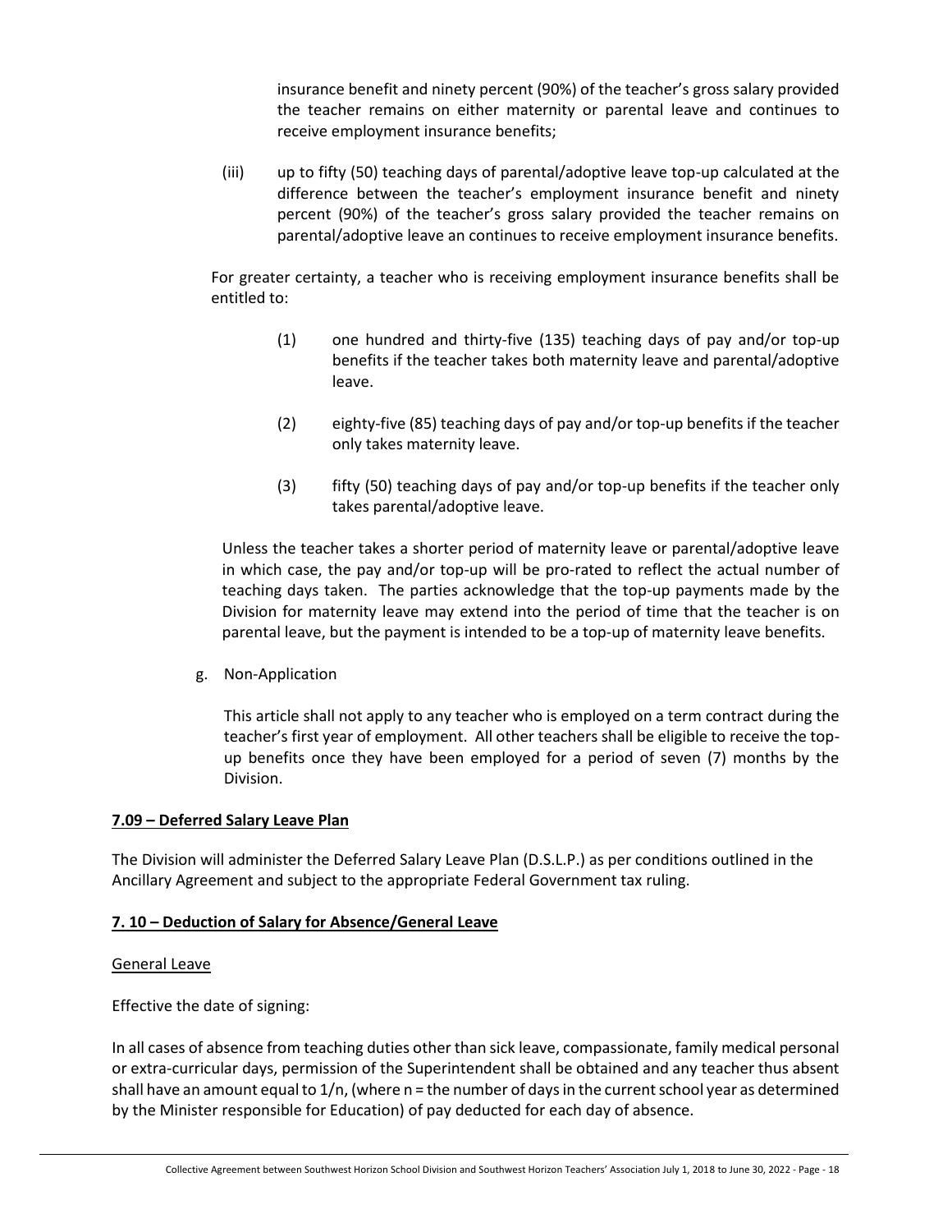insurance benefit and ninety percent (90%) of the teacher's gross salary provided the teacher remains on either maternity or parental leave and continues to receive employment insurance benefits;

(iii) up to fifty (50) teaching days of parental/adoptive leave top-up calculated at the difference between the teacher's employment insurance benefit and ninety percent (90%) of the teacher's gross salary provided the teacher remains on parental/adoptive leave an continues to receive employment insurance benefits.

For greater certainty, a teacher who is receiving employment insurance benefits shall be entitled to:

(1) one hundred and thirty-five (135) teaching days of pay and/or top-up benefits if the teacher takes both maternity leave and parental/adoptive leave.

(2) eighty-five (85) teaching days of pay and/or top-up benefits if the teacher only takes maternity leave.

(3) fifty (50) teaching days of pay and/or top-up benefits if the teacher only takes parental/adoptive leave.

Unless the teacher takes a shorter period of maternity leave or parental/adoptive leave in which case, the pay and/or top-up will be pro-rated to reflect the actual number of teaching days taken. The parties acknowledge that the top-up payments made by the Division for maternity leave may extend into the period of time that the teacher is on parental leave, but the payment is intended to be a top-up of maternity leave benefits.

g. Non-Application

This article shall not apply to any teacher who is employed on a term contract during the teacher's first year of employment. All other teachers shall be eligible to receive the top-up benefits once they have been employed for a period of seven (7) months by the Division.

### 7.09 – Deferred Salary Leave Plan

The Division will administer the Deferred Salary Leave Plan (D.S.L.P.) as per conditions outlined in the Ancillary Agreement and subject to the appropriate Federal Government tax ruling.

### 7. 10 – Deduction of Salary for Absence/General Leave

General Leave

Effective the date of signing:

In all cases of absence from teaching duties other than sick leave, compassionate, family medical personal or extra-curricular days, permission of the Superintendent shall be obtained and any teacher thus absent shall have an amount equal to $1/n$, (where $n$ = the number of days in the current school year as determined by the Minister responsible for Education) of pay deducted for each day of absence.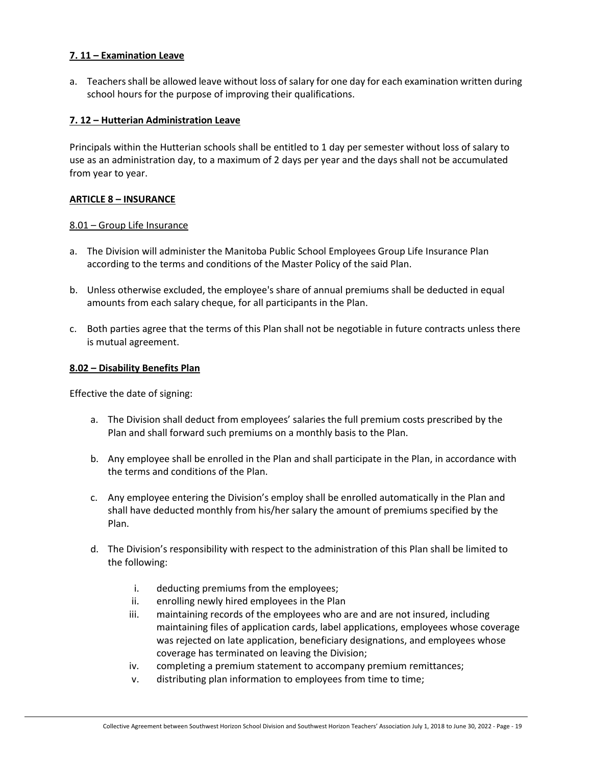### 7. 11 – Examination Leave

a. Teachers shall be allowed leave without loss of salary for one day for each examination written during school hours for the purpose of improving their qualifications.

### 7. 12 – Hutterian Administration Leave

Principals within the Hutterian schools shall be entitled to 1 day per semester without loss of salary to use as an administration day, to a maximum of 2 days per year and the days shall not be accumulated from year to year.

## ARTICLE 8 – INSURANCE

8.01 – Group Life Insurance

a. The Division will administer the Manitoba Public School Employees Group Life Insurance Plan according to the terms and conditions of the Master Policy of the said Plan.

b. Unless otherwise excluded, the employee's share of annual premiums shall be deducted in equal amounts from each salary cheque, for all participants in the Plan.

c. Both parties agree that the terms of this Plan shall not be negotiable in future contracts unless there is mutual agreement.

### 8.02 – Disability Benefits Plan

Effective the date of signing:

a. The Division shall deduct from employees' salaries the full premium costs prescribed by the Plan and shall forward such premiums on a monthly basis to the Plan.

b. Any employee shall be enrolled in the Plan and shall participate in the Plan, in accordance with the terms and conditions of the Plan.

c. Any employee entering the Division's employ shall be enrolled automatically in the Plan and shall have deducted monthly from his/her salary the amount of premiums specified by the Plan.

d. The Division's responsibility with respect to the administration of this Plan shall be limited to the following:

   i. deducting premiums from the employees;
   ii. enrolling newly hired employees in the Plan
   iii. maintaining records of the employees who are and are not insured, including maintaining files of application cards, label applications, employees whose coverage was rejected on late application, beneficiary designations, and employees whose coverage has terminated on leaving the Division;
   iv. completing a premium statement to accompany premium remittances;
   v. distributing plan information to employees from time to time;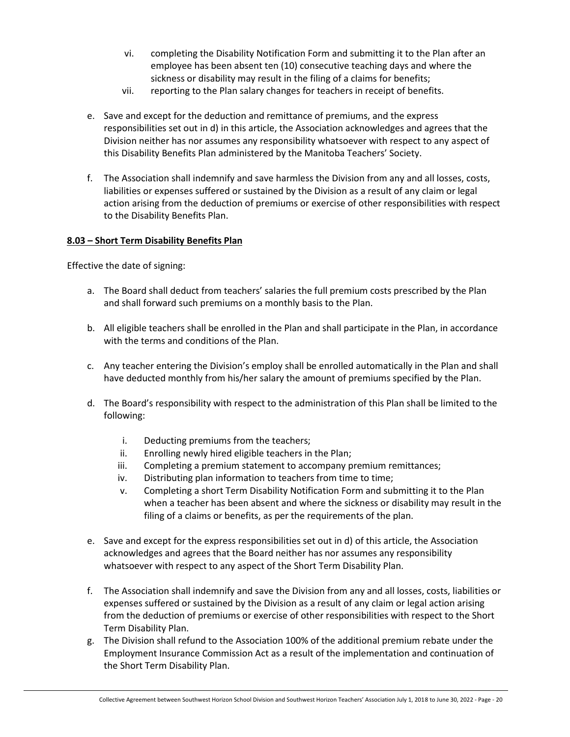vi. completing the Disability Notification Form and submitting it to the Plan after an employee has been absent ten (10) consecutive teaching days and where the sickness or disability may result in the filing of a claims for benefits;
   vii. reporting to the Plan salary changes for teachers in receipt of benefits.

e. Save and except for the deduction and remittance of premiums, and the express responsibilities set out in d) in this article, the Association acknowledges and agrees that the Division neither has nor assumes any responsibility whatsoever with respect to any aspect of this Disability Benefits Plan administered by the Manitoba Teachers' Society.

f. The Association shall indemnify and save harmless the Division from any and all losses, costs, liabilities or expenses suffered or sustained by the Division as a result of any claim or legal action arising from the deduction of premiums or exercise of other responsibilities with respect to the Disability Benefits Plan.

**8.03 – Short Term Disability Benefits Plan**

Effective the date of signing:

a. The Board shall deduct from teachers' salaries the full premium costs prescribed by the Plan and shall forward such premiums on a monthly basis to the Plan.

b. All eligible teachers shall be enrolled in the Plan and shall participate in the Plan, in accordance with the terms and conditions of the Plan.

c. Any teacher entering the Division's employ shall be enrolled automatically in the Plan and shall have deducted monthly from his/her salary the amount of premiums specified by the Plan.

d. The Board's responsibility with respect to the administration of this Plan shall be limited to the following:

   i. Deducting premiums from the teachers;
   ii. Enrolling newly hired eligible teachers in the Plan;
   iii. Completing a premium statement to accompany premium remittances;
   iv. Distributing plan information to teachers from time to time;
   v. Completing a short Term Disability Notification Form and submitting it to the Plan when a teacher has been absent and where the sickness or disability may result in the filing of a claims or benefits, as per the requirements of the plan.

e. Save and except for the express responsibilities set out in d) of this article, the Association acknowledges and agrees that the Board neither has nor assumes any responsibility whatsoever with respect to any aspect of the Short Term Disability Plan.

f. The Association shall indemnify and save the Division from any and all losses, costs, liabilities or expenses suffered or sustained by the Division as a result of any claim or legal action arising from the deduction of premiums or exercise of other responsibilities with respect to the Short Term Disability Plan.

g. The Division shall refund to the Association 100% of the additional premium rebate under the Employment Insurance Commission Act as a result of the implementation and continuation of the Short Term Disability Plan.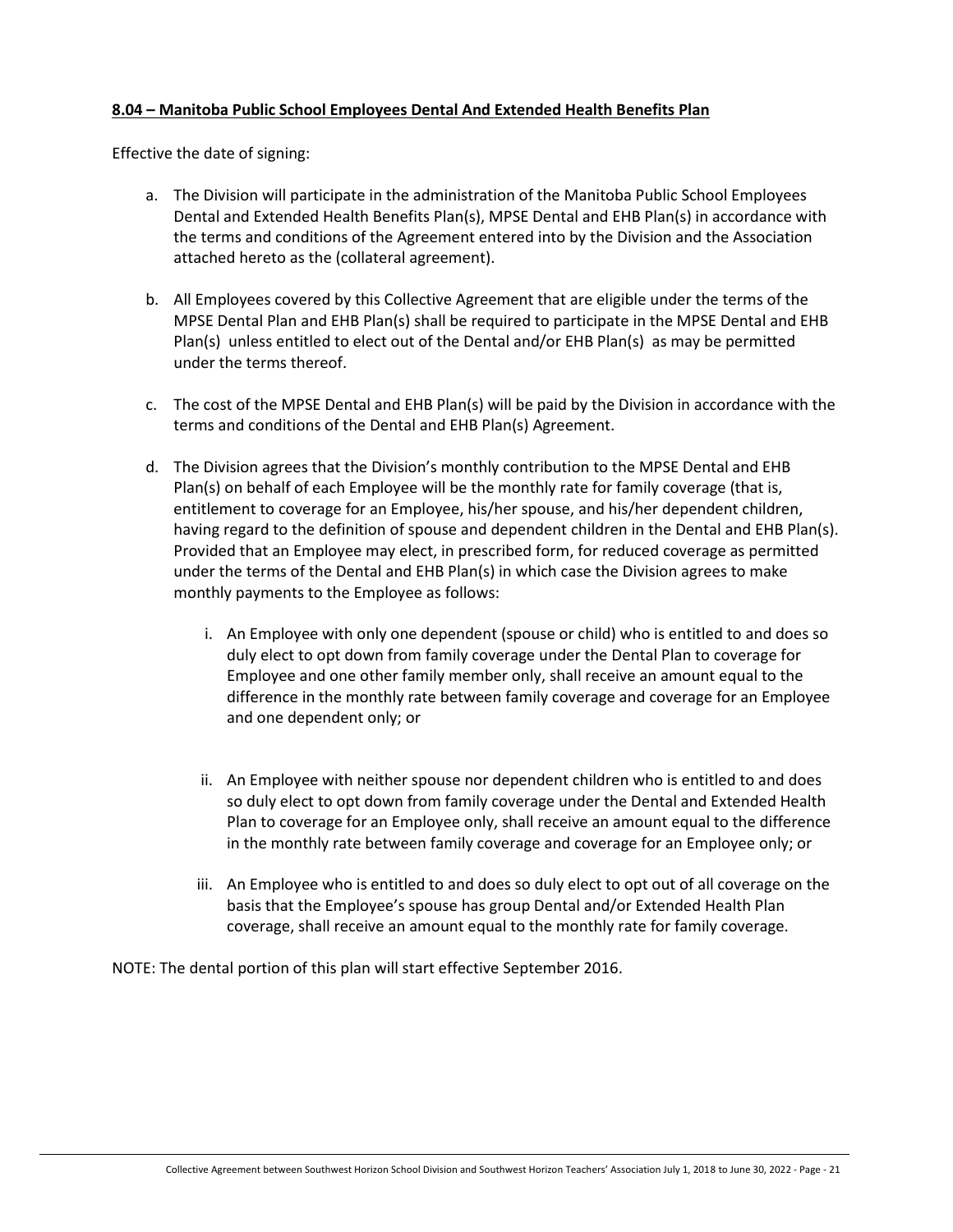**8.04 – Manitoba Public School Employees Dental And Extended Health Benefits Plan**

Effective the date of signing:

a. The Division will participate in the administration of the Manitoba Public School Employees Dental and Extended Health Benefits Plan(s), MPSE Dental and EHB Plan(s) in accordance with the terms and conditions of the Agreement entered into by the Division and the Association attached hereto as the (collateral agreement).

b. All Employees covered by this Collective Agreement that are eligible under the terms of the MPSE Dental Plan and EHB Plan(s) shall be required to participate in the MPSE Dental and EHB Plan(s) unless entitled to elect out of the Dental and/or EHB Plan(s) as may be permitted under the terms thereof.

c. The cost of the MPSE Dental and EHB Plan(s) will be paid by the Division in accordance with the terms and conditions of the Dental and EHB Plan(s) Agreement.

d. The Division agrees that the Division's monthly contribution to the MPSE Dental and EHB Plan(s) on behalf of each Employee will be the monthly rate for family coverage (that is, entitlement to coverage for an Employee, his/her spouse, and his/her dependent children, having regard to the definition of spouse and dependent children in the Dental and EHB Plan(s). Provided that an Employee may elect, in prescribed form, for reduced coverage as permitted under the terms of the Dental and EHB Plan(s) in which case the Division agrees to make monthly payments to the Employee as follows:

   i. An Employee with only one dependent (spouse or child) who is entitled to and does so duly elect to opt down from family coverage under the Dental Plan to coverage for Employee and one other family member only, shall receive an amount equal to the difference in the monthly rate between family coverage and coverage for an Employee and one dependent only; or

   ii. An Employee with neither spouse nor dependent children who is entitled to and does so duly elect to opt down from family coverage under the Dental and Extended Health Plan to coverage for an Employee only, shall receive an amount equal to the difference in the monthly rate between family coverage and coverage for an Employee only; or

   iii. An Employee who is entitled to and does so duly elect to opt out of all coverage on the basis that the Employee's spouse has group Dental and/or Extended Health Plan coverage, shall receive an amount equal to the monthly rate for family coverage.

NOTE: The dental portion of this plan will start effective September 2016.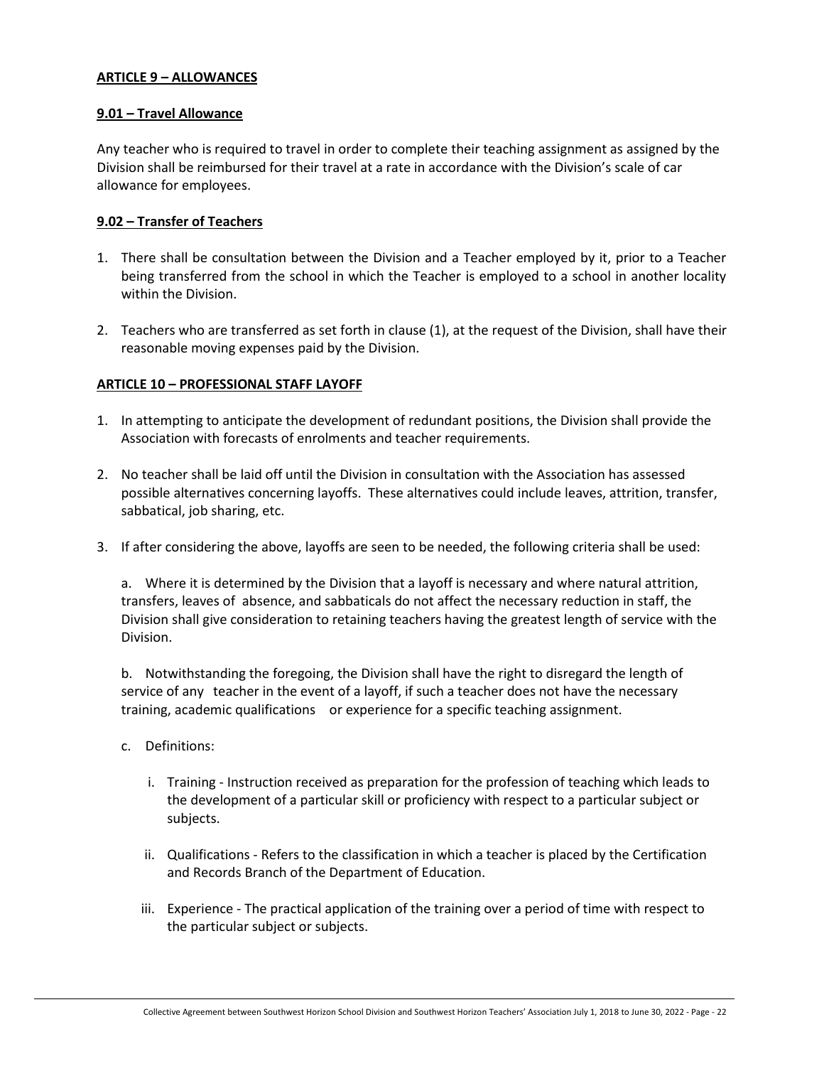## ARTICLE 9 – ALLOWANCES

### 9.01 – Travel Allowance

Any teacher who is required to travel in order to complete their teaching assignment as assigned by the Division shall be reimbursed for their travel at a rate in accordance with the Division's scale of car allowance for employees.

### 9.02 – Transfer of Teachers

1. There shall be consultation between the Division and a Teacher employed by it, prior to a Teacher being transferred from the school in which the Teacher is employed to a school in another locality within the Division.

2. Teachers who are transferred as set forth in clause (1), at the request of the Division, shall have their reasonable moving expenses paid by the Division.

## ARTICLE 10 – PROFESSIONAL STAFF LAYOFF

1. In attempting to anticipate the development of redundant positions, the Division shall provide the Association with forecasts of enrolments and teacher requirements.

2. No teacher shall be laid off until the Division in consultation with the Association has assessed possible alternatives concerning layoffs. These alternatives could include leaves, attrition, transfer, sabbatical, job sharing, etc.

3. If after considering the above, layoffs are seen to be needed, the following criteria shall be used:

   a. Where it is determined by the Division that a layoff is necessary and where natural attrition, transfers, leaves of absence, and sabbaticals do not affect the necessary reduction in staff, the Division shall give consideration to retaining teachers having the greatest length of service with the Division.

   b. Notwithstanding the foregoing, the Division shall have the right to disregard the length of service of any teacher in the event of a layoff, if such a teacher does not have the necessary training, academic qualifications or experience for a specific teaching assignment.

   c. Definitions:

      i. Training - Instruction received as preparation for the profession of teaching which leads to the development of a particular skill or proficiency with respect to a particular subject or subjects.

      ii. Qualifications - Refers to the classification in which a teacher is placed by the Certification and Records Branch of the Department of Education.

      iii. Experience - The practical application of the training over a period of time with respect to the particular subject or subjects.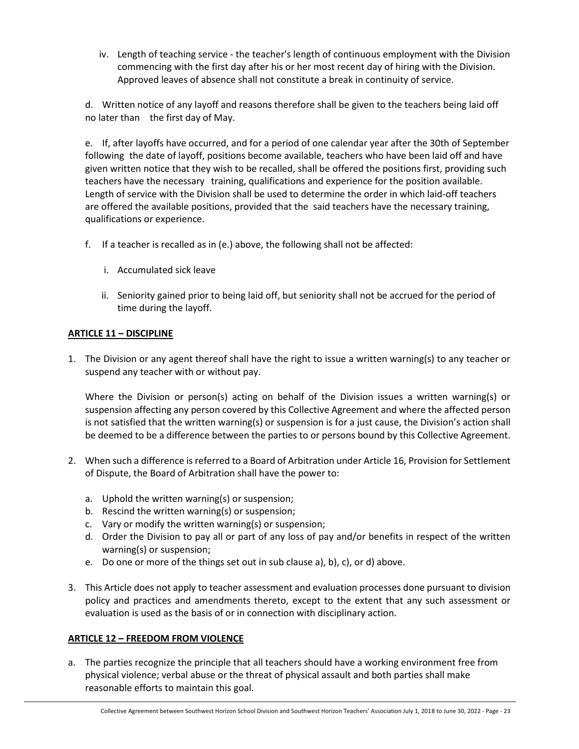iv. Length of teaching service - the teacher's length of continuous employment with the Division commencing with the first day after his or her most recent day of hiring with the Division. Approved leaves of absence shall not constitute a break in continuity of service.

d. Written notice of any layoff and reasons therefore shall be given to the teachers being laid off no later than the first day of May.

e. If, after layoffs have occurred, and for a period of one calendar year after the 30th of September following the date of layoff, positions become available, teachers who have been laid off and have given written notice that they wish to be recalled, shall be offered the positions first, providing such teachers have the necessary training, qualifications and experience for the position available. Length of service with the Division shall be used to determine the order in which laid-off teachers are offered the available positions, provided that the said teachers have the necessary training, qualifications or experience.

f. If a teacher is recalled as in (e.) above, the following shall not be affected:

   i. Accumulated sick leave

   ii. Seniority gained prior to being laid off, but seniority shall not be accrued for the period of time during the layoff.

## ARTICLE 11 – DISCIPLINE

1. The Division or any agent thereof shall have the right to issue a written warning(s) to any teacher or suspend any teacher with or without pay.

   Where the Division or person(s) acting on behalf of the Division issues a written warning(s) or suspension affecting any person covered by this Collective Agreement and where the affected person is not satisfied that the written warning(s) or suspension is for a just cause, the Division's action shall be deemed to be a difference between the parties to or persons bound by this Collective Agreement.

2. When such a difference is referred to a Board of Arbitration under Article 16, Provision for Settlement of Dispute, the Board of Arbitration shall have the power to:

   a. Uphold the written warning(s) or suspension;
   b. Rescind the written warning(s) or suspension;
   c. Vary or modify the written warning(s) or suspension;
   d. Order the Division to pay all or part of any loss of pay and/or benefits in respect of the written warning(s) or suspension;
   e. Do one or more of the things set out in sub clause a), b), c), or d) above.

3. This Article does not apply to teacher assessment and evaluation processes done pursuant to division policy and practices and amendments thereto, except to the extent that any such assessment or evaluation is used as the basis of or in connection with disciplinary action.

## ARTICLE 12 – FREEDOM FROM VIOLENCE

a. The parties recognize the principle that all teachers should have a working environment free from physical violence; verbal abuse or the threat of physical assault and both parties shall make reasonable efforts to maintain this goal.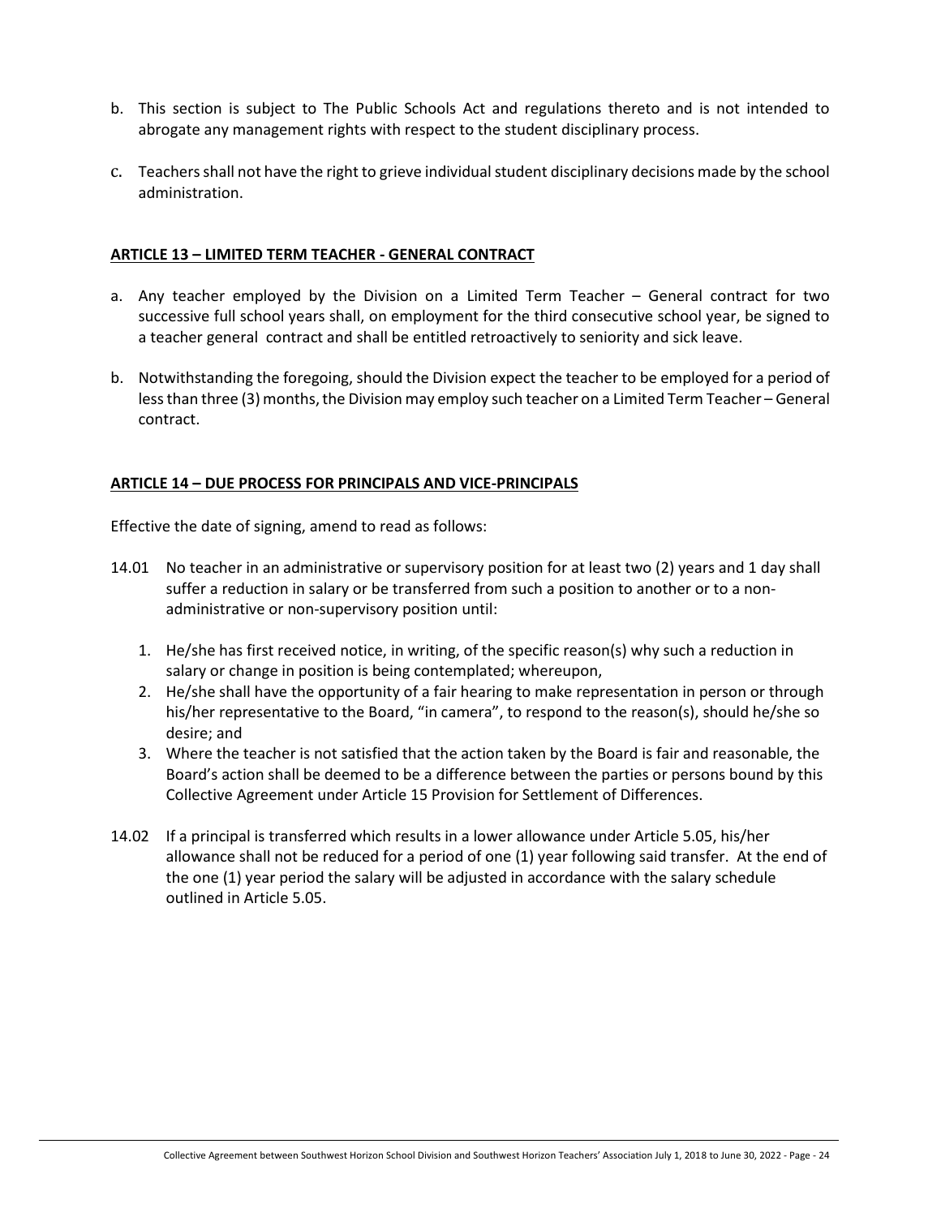b. This section is subject to The Public Schools Act and regulations thereto and is not intended to abrogate any management rights with respect to the student disciplinary process.

c. Teachers shall not have the right to grieve individual student disciplinary decisions made by the school administration.

## ARTICLE 13 – LIMITED TERM TEACHER - GENERAL CONTRACT

a. Any teacher employed by the Division on a Limited Term Teacher – General contract for two successive full school years shall, on employment for the third consecutive school year, be signed to a teacher general contract and shall be entitled retroactively to seniority and sick leave.

b. Notwithstanding the foregoing, should the Division expect the teacher to be employed for a period of less than three (3) months, the Division may employ such teacher on a Limited Term Teacher – General contract.

## ARTICLE 14 – DUE PROCESS FOR PRINCIPALS AND VICE-PRINCIPALS

Effective the date of signing, amend to read as follows:

14.01 No teacher in an administrative or supervisory position for at least two (2) years and 1 day shall suffer a reduction in salary or be transferred from such a position to another or to a non-administrative or non-supervisory position until:

1. He/she has first received notice, in writing, of the specific reason(s) why such a reduction in salary or change in position is being contemplated; whereupon,
2. He/she shall have the opportunity of a fair hearing to make representation in person or through his/her representative to the Board, "in camera", to respond to the reason(s), should he/she so desire; and
3. Where the teacher is not satisfied that the action taken by the Board is fair and reasonable, the Board's action shall be deemed to be a difference between the parties or persons bound by this Collective Agreement under Article 15 Provision for Settlement of Differences.

14.02 If a principal is transferred which results in a lower allowance under Article 5.05, his/her allowance shall not be reduced for a period of one (1) year following said transfer. At the end of the one (1) year period the salary will be adjusted in accordance with the salary schedule outlined in Article 5.05.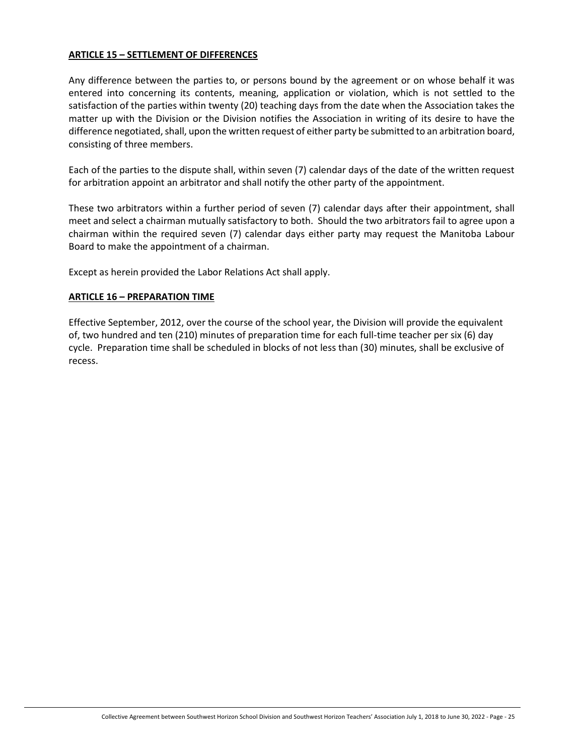## ARTICLE 15 – SETTLEMENT OF DIFFERENCES

Any difference between the parties to, or persons bound by the agreement or on whose behalf it was entered into concerning its contents, meaning, application or violation, which is not settled to the satisfaction of the parties within twenty (20) teaching days from the date when the Association takes the matter up with the Division or the Division notifies the Association in writing of its desire to have the difference negotiated, shall, upon the written request of either party be submitted to an arbitration board, consisting of three members.

Each of the parties to the dispute shall, within seven (7) calendar days of the date of the written request for arbitration appoint an arbitrator and shall notify the other party of the appointment.

These two arbitrators within a further period of seven (7) calendar days after their appointment, shall meet and select a chairman mutually satisfactory to both. Should the two arbitrators fail to agree upon a chairman within the required seven (7) calendar days either party may request the Manitoba Labour Board to make the appointment of a chairman.

Except as herein provided the Labor Relations Act shall apply.

## ARTICLE 16 – PREPARATION TIME

Effective September, 2012, over the course of the school year, the Division will provide the equivalent of, two hundred and ten (210) minutes of preparation time for each full-time teacher per six (6) day cycle. Preparation time shall be scheduled in blocks of not less than (30) minutes, shall be exclusive of recess.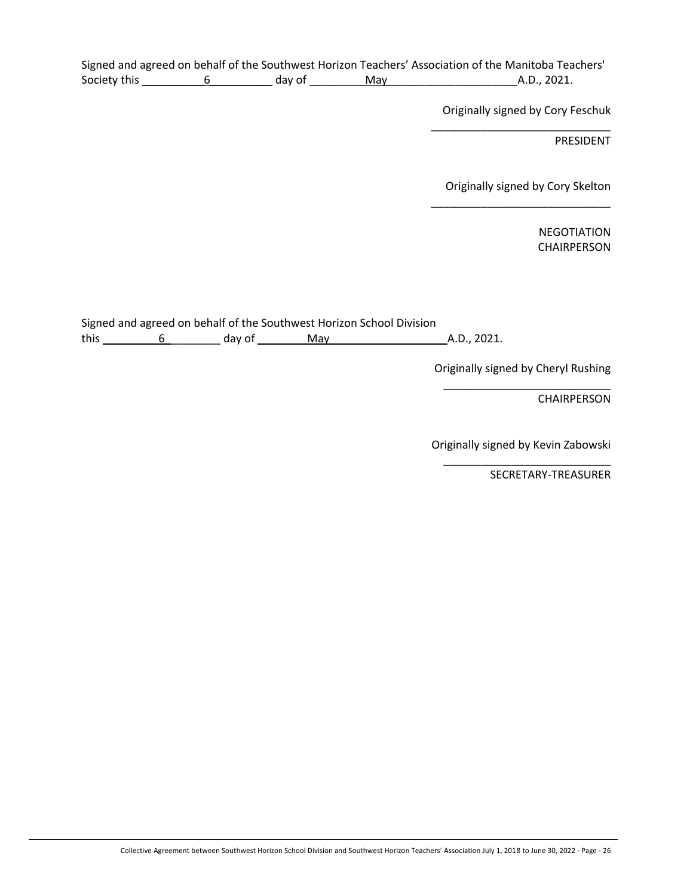Signed and agreed on behalf of the Southwest Horizon Teachers' Association of the Manitoba Teachers' Society this \_\_\_\_\_\_\_\_\_\_6\_\_\_\_\_\_\_\_\_\_ day of \_\_\_\_\_\_\_\_\_May\_\_\_\_\_\_\_\_\_\_\_\_\_\_\_\_\_\_\_\_\_A.D., 2021.

Originally signed by Cory Feschuk

\_\_\_\_\_\_\_\_\_\_\_\_\_\_\_\_\_\_\_\_\_\_\_\_\_\_\_\_

PRESIDENT

Originally signed by Cory Skelton

\_\_\_\_\_\_\_\_\_\_\_\_\_\_\_\_\_\_\_\_\_\_\_\_\_\_\_\_

NEGOTIATION CHAIRPERSON

Signed and agreed on behalf of the Southwest Horizon School Division this \_\_\_\_\_\_\_\_\_6\_\_\_\_\_\_\_\_ day of \_\_\_\_\_\_\_\_May\_\_\_\_\_\_\_\_\_\_\_\_\_\_\_\_\_\_\_A.D., 2021.

Originally signed by Cheryl Rushing

\_\_\_\_\_\_\_\_\_\_\_\_\_\_\_\_\_\_\_\_\_\_\_\_\_\_\_

CHAIRPERSON

Originally signed by Kevin Zabowski

\_\_\_\_\_\_\_\_\_\_\_\_\_\_\_\_\_\_\_\_\_\_\_\_\_\_\_

SECRETARY-TREASURER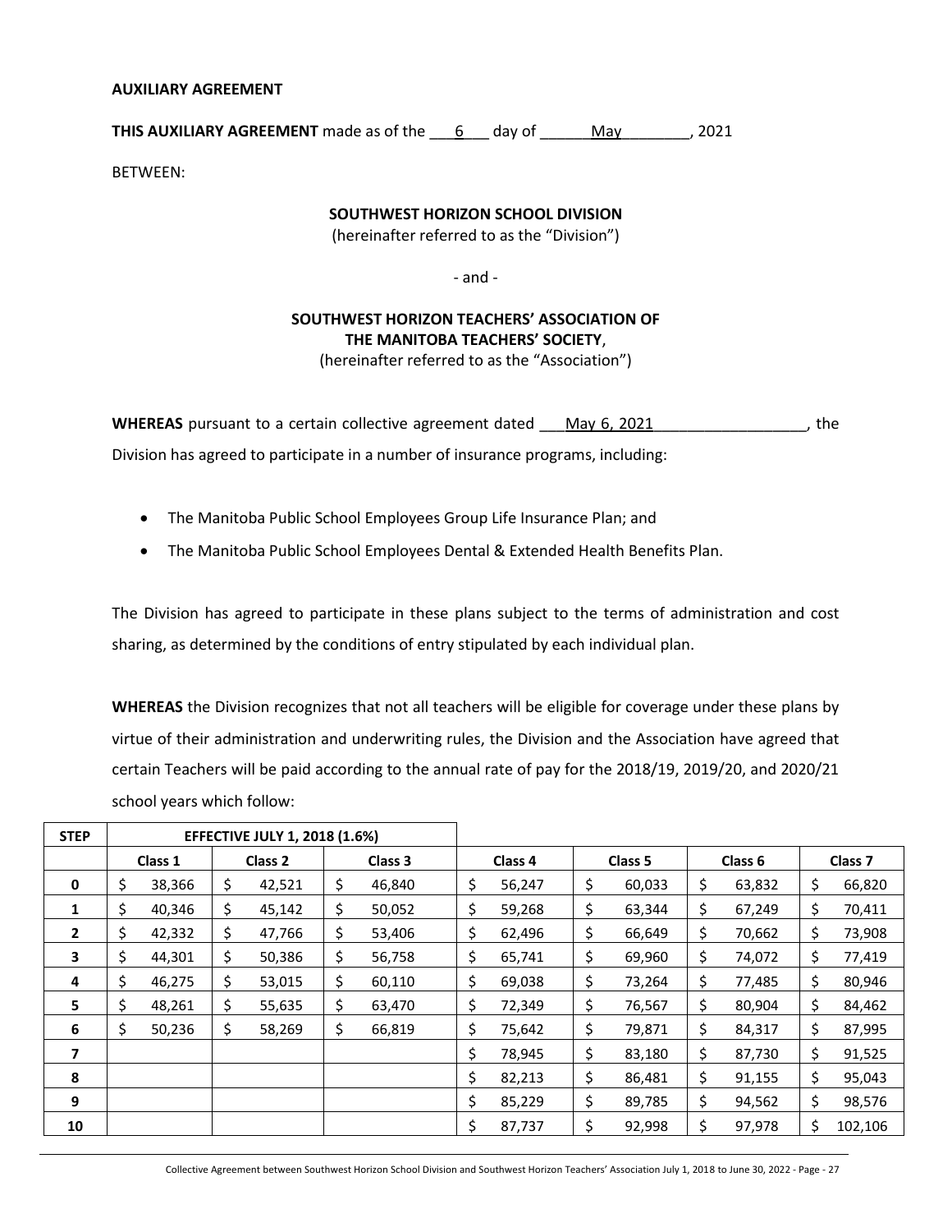**AUXILIARY AGREEMENT**

**THIS AUXILIARY AGREEMENT** made as of the ___6___ day of ______May________, 2021

BETWEEN:

**SOUTHWEST HORIZON SCHOOL DIVISION**
(hereinafter referred to as the "Division")

- and -

**SOUTHWEST HORIZON TEACHERS' ASSOCIATION OF THE MANITOBA TEACHERS' SOCIETY**,
(hereinafter referred to as the "Association")

**WHEREAS** pursuant to a certain collective agreement dated ___May 6, 2021__________________, the Division has agreed to participate in a number of insurance programs, including:

- The Manitoba Public School Employees Group Life Insurance Plan; and
- The Manitoba Public School Employees Dental & Extended Health Benefits Plan.

The Division has agreed to participate in these plans subject to the terms of administration and cost sharing, as determined by the conditions of entry stipulated by each individual plan.

**WHEREAS** the Division recognizes that not all teachers will be eligible for coverage under these plans by virtue of their administration and underwriting rules, the Division and the Association have agreed that certain Teachers will be paid according to the annual rate of pay for the 2018/19, 2019/20, and 2020/21 school years which follow:

| STEP | EFFECTIVE JULY 1, 2018 (1.6%) | | | | | | |
|---|---|---|---|---|---|---|---|
| | Class 1 | Class 2 | Class 3 | Class 4 | Class 5 | Class 6 | Class 7 |
| 0 | $ 38,366 | $ 42,521 | $ 46,840 | $ 56,247 | $ 60,033 | $ 63,832 | $ 66,820 |
| 1 | $ 40,346 | $ 45,142 | $ 50,052 | $ 59,268 | $ 63,344 | $ 67,249 | $ 70,411 |
| 2 | $ 42,332 | $ 47,766 | $ 53,406 | $ 62,496 | $ 66,649 | $ 70,662 | $ 73,908 |
| 3 | $ 44,301 | $ 50,386 | $ 56,758 | $ 65,741 | $ 69,960 | $ 74,072 | $ 77,419 |
| 4 | $ 46,275 | $ 53,015 | $ 60,110 | $ 69,038 | $ 73,264 | $ 77,485 | $ 80,946 |
| 5 | $ 48,261 | $ 55,635 | $ 63,470 | $ 72,349 | $ 76,567 | $ 80,904 | $ 84,462 |
| 6 | $ 50,236 | $ 58,269 | $ 66,819 | $ 75,642 | $ 79,871 | $ 84,317 | $ 87,995 |
| 7 | | | | $ 78,945 | $ 83,180 | $ 87,730 | $ 91,525 |
| 8 | | | | $ 82,213 | $ 86,481 | $ 91,155 | $ 95,043 |
| 9 | | | | $ 85,229 | $ 89,785 | $ 94,562 | $ 98,576 |
| 10 | | | | $ 87,737 | $ 92,998 | $ 97,978 | $ 102,106 |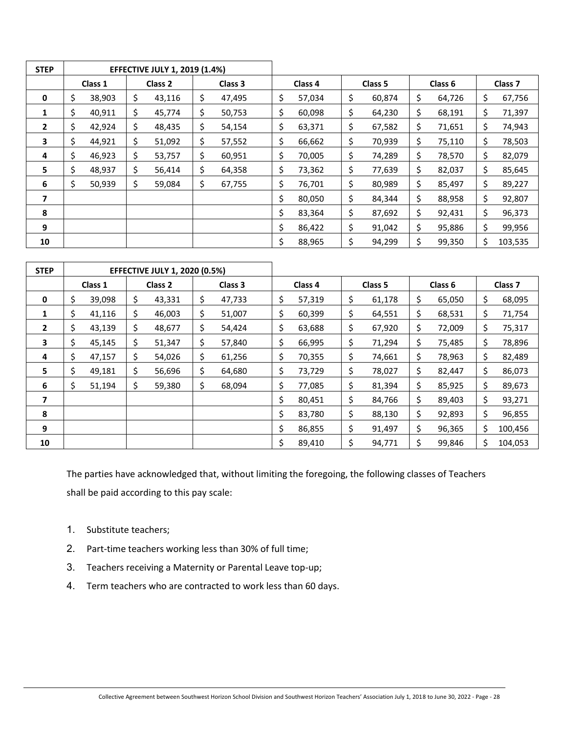| STEP | EFFECTIVE JULY 1, 2019 (1.4%) | | | | | | |
|---|---|---|---|---|---|---|---|
| | Class 1 | Class 2 | Class 3 | Class 4 | Class 5 | Class 6 | Class 7 |
| 0 | $ 38,903 | $ 43,116 | $ 47,495 | $ 57,034 | $ 60,874 | $ 64,726 | $ 67,756 |
| 1 | $ 40,911 | $ 45,774 | $ 50,753 | $ 60,098 | $ 64,230 | $ 68,191 | $ 71,397 |
| 2 | $ 42,924 | $ 48,435 | $ 54,154 | $ 63,371 | $ 67,582 | $ 71,651 | $ 74,943 |
| 3 | $ 44,921 | $ 51,092 | $ 57,552 | $ 66,662 | $ 70,939 | $ 75,110 | $ 78,503 |
| 4 | $ 46,923 | $ 53,757 | $ 60,951 | $ 70,005 | $ 74,289 | $ 78,570 | $ 82,079 |
| 5 | $ 48,937 | $ 56,414 | $ 64,358 | $ 73,362 | $ 77,639 | $ 82,037 | $ 85,645 |
| 6 | $ 50,939 | $ 59,084 | $ 67,755 | $ 76,701 | $ 80,989 | $ 85,497 | $ 89,227 |
| 7 | | | | $ 80,050 | $ 84,344 | $ 88,958 | $ 92,807 |
| 8 | | | | $ 83,364 | $ 87,692 | $ 92,431 | $ 96,373 |
| 9 | | | | $ 86,422 | $ 91,042 | $ 95,886 | $ 99,956 |
| 10 | | | | $ 88,965 | $ 94,299 | $ 99,350 | $ 103,535 |

| STEP | EFFECTIVE JULY 1, 2020 (0.5%) | | | | | | |
|---|---|---|---|---|---|---|---|
| | Class 1 | Class 2 | Class 3 | Class 4 | Class 5 | Class 6 | Class 7 |
| 0 | $ 39,098 | $ 43,331 | $ 47,733 | $ 57,319 | $ 61,178 | $ 65,050 | $ 68,095 |
| 1 | $ 41,116 | $ 46,003 | $ 51,007 | $ 60,399 | $ 64,551 | $ 68,531 | $ 71,754 |
| 2 | $ 43,139 | $ 48,677 | $ 54,424 | $ 63,688 | $ 67,920 | $ 72,009 | $ 75,317 |
| 3 | $ 45,145 | $ 51,347 | $ 57,840 | $ 66,995 | $ 71,294 | $ 75,485 | $ 78,896 |
| 4 | $ 47,157 | $ 54,026 | $ 61,256 | $ 70,355 | $ 74,661 | $ 78,963 | $ 82,489 |
| 5 | $ 49,181 | $ 56,696 | $ 64,680 | $ 73,729 | $ 78,027 | $ 82,447 | $ 86,073 |
| 6 | $ 51,194 | $ 59,380 | $ 68,094 | $ 77,085 | $ 81,394 | $ 85,925 | $ 89,673 |
| 7 | | | | $ 80,451 | $ 84,766 | $ 89,403 | $ 93,271 |
| 8 | | | | $ 83,780 | $ 88,130 | $ 92,893 | $ 96,855 |
| 9 | | | | $ 86,855 | $ 91,497 | $ 96,365 | $ 100,456 |
| 10 | | | | $ 89,410 | $ 94,771 | $ 99,846 | $ 104,053 |

The parties have acknowledged that, without limiting the foregoing, the following classes of Teachers shall be paid according to this pay scale:

1. Substitute teachers;
2. Part-time teachers working less than 30% of full time;
3. Teachers receiving a Maternity or Parental Leave top-up;
4. Term teachers who are contracted to work less than 60 days.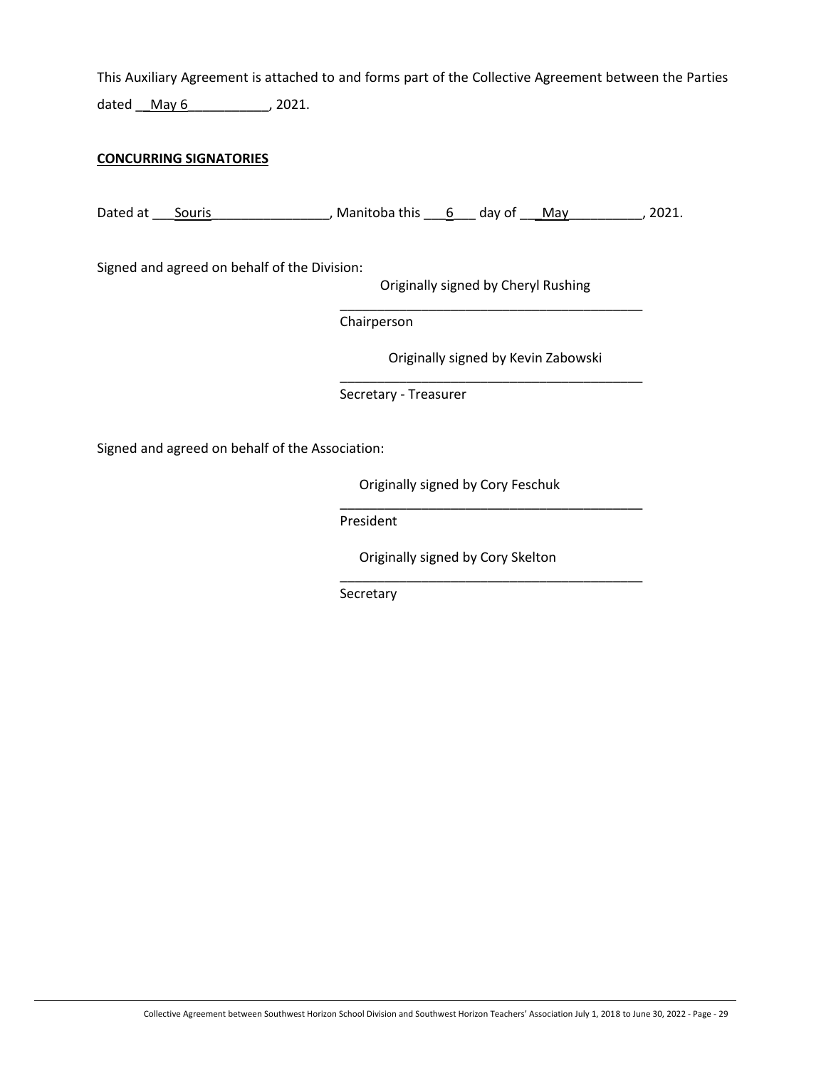This Auxiliary Agreement is attached to and forms part of the Collective Agreement between the Parties dated __May 6___________, 2021.

**CONCURRING SIGNATORIES**

Dated at ___Souris________________, Manitoba this ___6___ day of ___May__________, 2021.

Signed and agreed on behalf of the Division:

Originally signed by Cheryl Rushing
_________________________________________
Chairperson

Originally signed by Kevin Zabowski
_________________________________________
Secretary - Treasurer

Signed and agreed on behalf of the Association:

Originally signed by Cory Feschuk
_________________________________________
President

Originally signed by Cory Skelton
_________________________________________
Secretary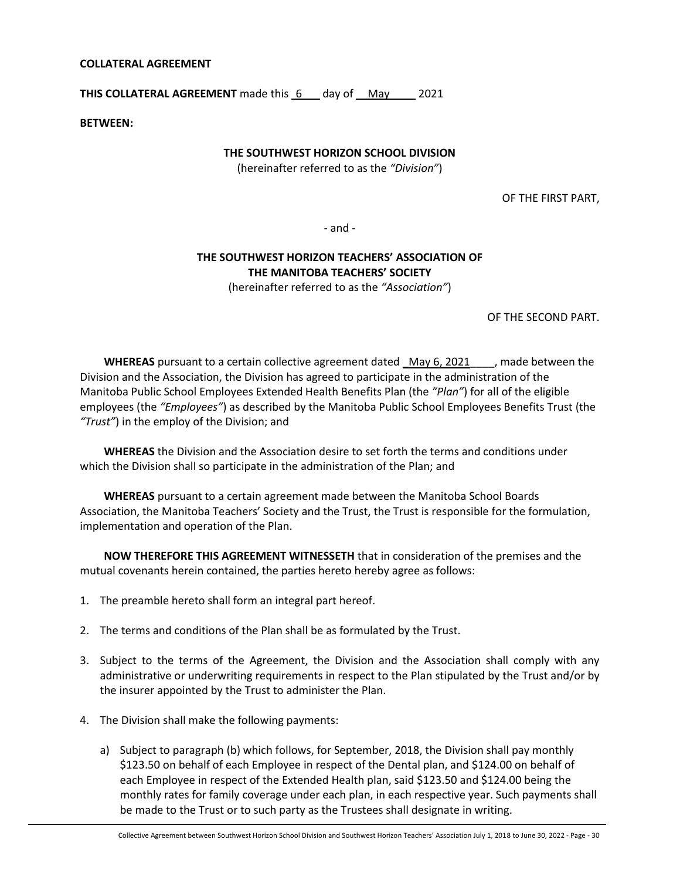**COLLATERAL AGREEMENT**

**THIS COLLATERAL AGREEMENT** made this 6 day of May 2021

**BETWEEN:**

**THE SOUTHWEST HORIZON SCHOOL DIVISION**
(hereinafter referred to as the *"Division"*)

OF THE FIRST PART,

- and -

**THE SOUTHWEST HORIZON TEACHERS' ASSOCIATION OF THE MANITOBA TEACHERS' SOCIETY**
(hereinafter referred to as the *"Association"*)

OF THE SECOND PART.

**WHEREAS** pursuant to a certain collective agreement dated May 6, 2021, made between the Division and the Association, the Division has agreed to participate in the administration of the Manitoba Public School Employees Extended Health Benefits Plan (the *"Plan"*) for all of the eligible employees (the *"Employees"*) as described by the Manitoba Public School Employees Benefits Trust (the *"Trust"*) in the employ of the Division; and

**WHEREAS** the Division and the Association desire to set forth the terms and conditions under which the Division shall so participate in the administration of the Plan; and

**WHEREAS** pursuant to a certain agreement made between the Manitoba School Boards Association, the Manitoba Teachers' Society and the Trust, the Trust is responsible for the formulation, implementation and operation of the Plan.

**NOW THEREFORE THIS AGREEMENT WITNESSETH** that in consideration of the premises and the mutual covenants herein contained, the parties hereto hereby agree as follows:

1. The preamble hereto shall form an integral part hereof.
2. The terms and conditions of the Plan shall be as formulated by the Trust.
3. Subject to the terms of the Agreement, the Division and the Association shall comply with any administrative or underwriting requirements in respect to the Plan stipulated by the Trust and/or by the insurer appointed by the Trust to administer the Plan.
4. The Division shall make the following payments:
   a) Subject to paragraph (b) which follows, for September, 2018, the Division shall pay monthly $123.50 on behalf of each Employee in respect of the Dental plan, and $124.00 on behalf of each Employee in respect of the Extended Health plan, said $123.50 and $124.00 being the monthly rates for family coverage under each plan, in each respective year. Such payments shall be made to the Trust or to such party as the Trustees shall designate in writing.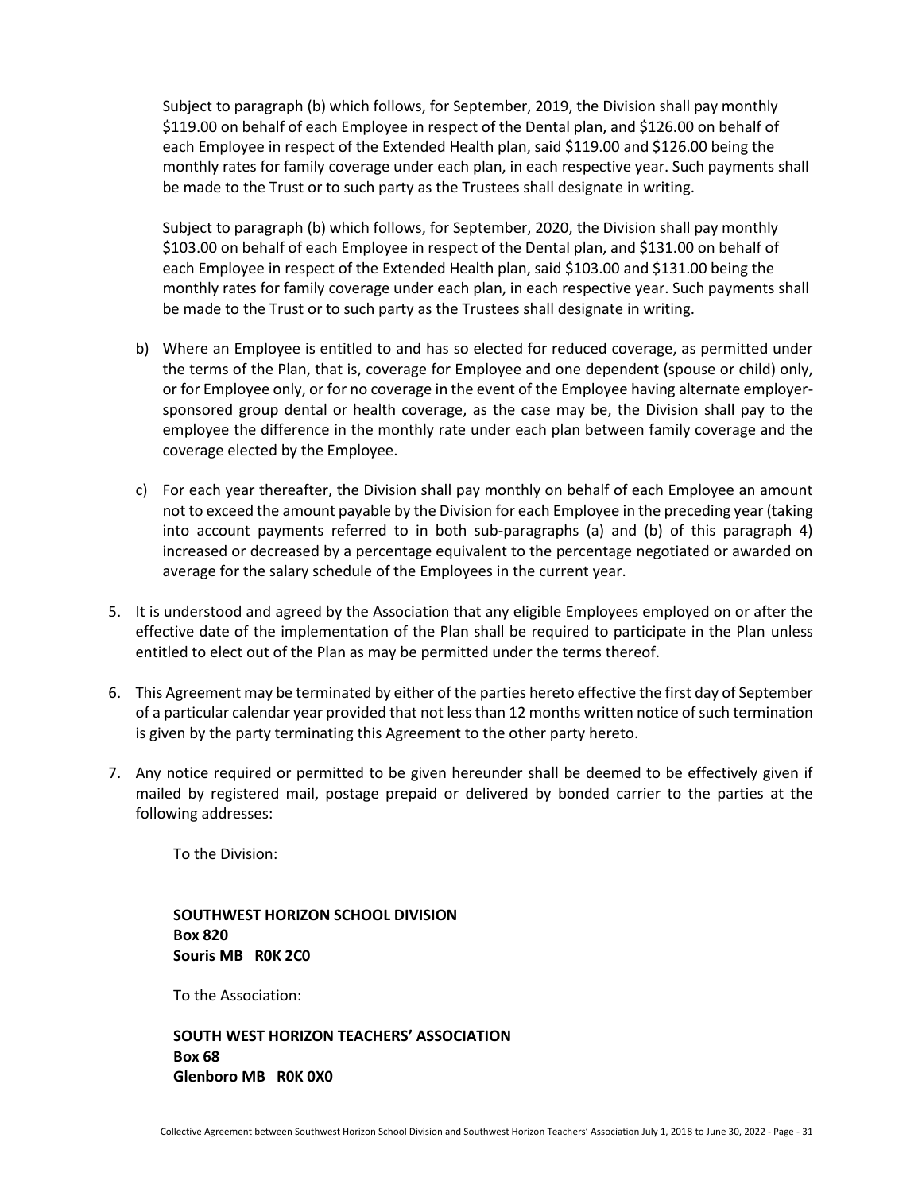Subject to paragraph (b) which follows, for September, 2019, the Division shall pay monthly $119.00 on behalf of each Employee in respect of the Dental plan, and $126.00 on behalf of each Employee in respect of the Extended Health plan, said $119.00 and $126.00 being the monthly rates for family coverage under each plan, in each respective year. Such payments shall be made to the Trust or to such party as the Trustees shall designate in writing.

Subject to paragraph (b) which follows, for September, 2020, the Division shall pay monthly $103.00 on behalf of each Employee in respect of the Dental plan, and $131.00 on behalf of each Employee in respect of the Extended Health plan, said $103.00 and $131.00 being the monthly rates for family coverage under each plan, in each respective year. Such payments shall be made to the Trust or to such party as the Trustees shall designate in writing.

b) Where an Employee is entitled to and has so elected for reduced coverage, as permitted under the terms of the Plan, that is, coverage for Employee and one dependent (spouse or child) only, or for Employee only, or for no coverage in the event of the Employee having alternate employer-sponsored group dental or health coverage, as the case may be, the Division shall pay to the employee the difference in the monthly rate under each plan between family coverage and the coverage elected by the Employee.

c) For each year thereafter, the Division shall pay monthly on behalf of each Employee an amount not to exceed the amount payable by the Division for each Employee in the preceding year (taking into account payments referred to in both sub-paragraphs (a) and (b) of this paragraph 4) increased or decreased by a percentage equivalent to the percentage negotiated or awarded on average for the salary schedule of the Employees in the current year.

5. It is understood and agreed by the Association that any eligible Employees employed on or after the effective date of the implementation of the Plan shall be required to participate in the Plan unless entitled to elect out of the Plan as may be permitted under the terms thereof.

6. This Agreement may be terminated by either of the parties hereto effective the first day of September of a particular calendar year provided that not less than 12 months written notice of such termination is given by the party terminating this Agreement to the other party hereto.

7. Any notice required or permitted to be given hereunder shall be deemed to be effectively given if mailed by registered mail, postage prepaid or delivered by bonded carrier to the parties at the following addresses:

   To the Division:

   **SOUTHWEST HORIZON SCHOOL DIVISION**
   **Box 820**
   **Souris MB R0K 2C0**

   To the Association:

   **SOUTH WEST HORIZON TEACHERS' ASSOCIATION**
   **Box 68**
   **Glenboro MB R0K 0X0**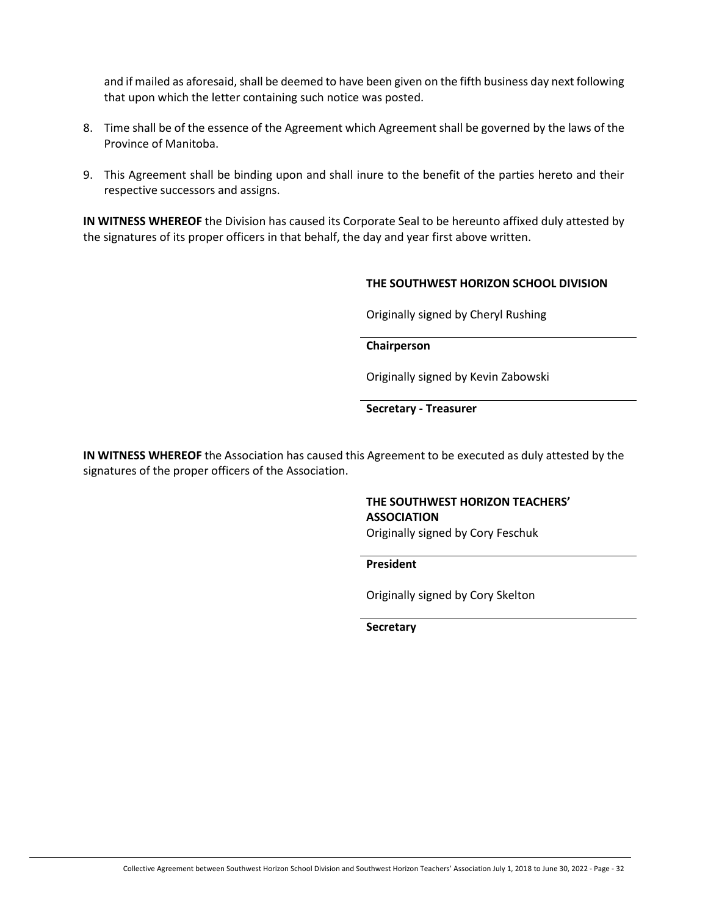and if mailed as aforesaid, shall be deemed to have been given on the fifth business day next following that upon which the letter containing such notice was posted.

8. Time shall be of the essence of the Agreement which Agreement shall be governed by the laws of the Province of Manitoba.

9. This Agreement shall be binding upon and shall inure to the benefit of the parties hereto and their respective successors and assigns.

**IN WITNESS WHEREOF** the Division has caused its Corporate Seal to be hereunto affixed duly attested by the signatures of its proper officers in that behalf, the day and year first above written.

**THE SOUTHWEST HORIZON SCHOOL DIVISION**

Originally signed by Cheryl Rushing

**Chairperson**

Originally signed by Kevin Zabowski

**Secretary - Treasurer**

**IN WITNESS WHEREOF** the Association has caused this Agreement to be executed as duly attested by the signatures of the proper officers of the Association.

**THE SOUTHWEST HORIZON TEACHERS' ASSOCIATION**

Originally signed by Cory Feschuk

**President**

Originally signed by Cory Skelton

**Secretary**